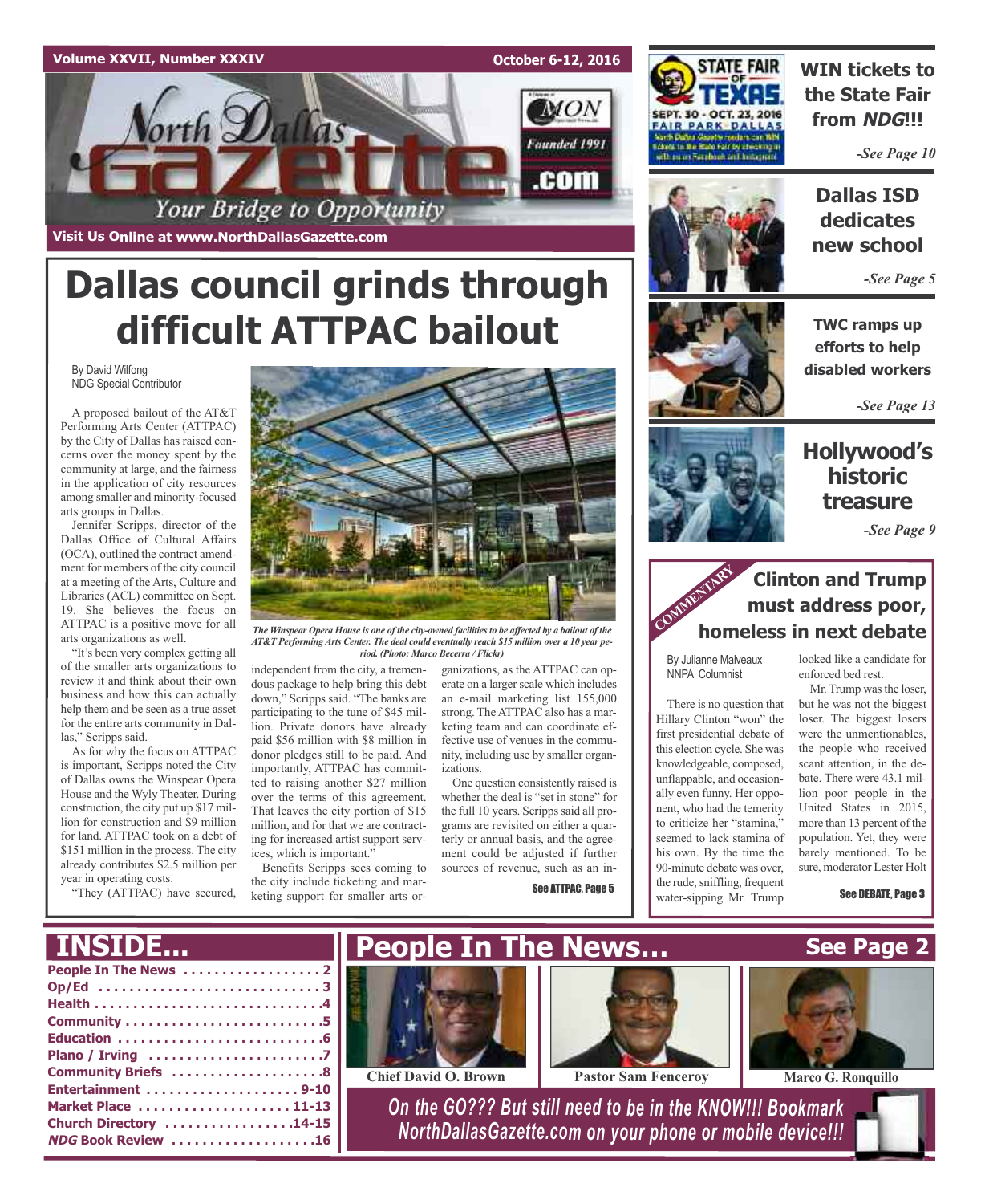Volume XXVII, Number XXXIV — October 6-12, 2016

# North Dallas Gazette

*Your Bridge to Opportunity*

Founded 1991

Visit Us Online at www.NorthDallasGazette.com

# Dallas council grinds through difficult ATTPAC bailout

By David Wilfong
NDG Special Contributor

A proposed bailout of the AT&T Performing Arts Center (ATTPAC) by the City of Dallas has raised concerns over the money spent by the community at large, and the fairness in the application of city resources among smaller and minority-focused arts groups in Dallas.

Jennifer Scripps, director of the Dallas Office of Cultural Affairs (OCA), outlined the contract amendment for members of the city council at a meeting of the Arts, Culture and Libraries (ACL) committee on Sept. 19. She believes the focus on ATTPAC is a positive move for all arts organizations as well.

"It's been very complex getting all of the smaller arts organizations to review it and think about their own business and how this can actually help them and be seen as a true asset for the entire arts community in Dallas," Scripps said.

As for why the focus on ATTPAC is important, Scripps noted the City of Dallas owns the Winspear Opera House and the Wyly Theater. During construction, the city put up $17 million for construction and $9 million for land. ATTPAC took on a debt of $151 million in the process. The city already contributes $2.5 million per year in operating costs.

*The Winspear Opera House is one of the city-owned facilities to be affected by a bailout of the AT&T Performing Arts Center. The deal could eventually reach $15 million over a 10 year period. (Photo: Marco Becerra / Flickr)*

"They (ATTPAC) have secured, independent from the city, a tremendous package to help bring this debt down," Scripps said. "The banks are participating to the tune of $45 million. Private donors have already paid $56 million with $8 million in donor pledges still to be paid. And importantly, ATTPAC has committed to raising another $27 million over the terms of this agreement. That leaves the city portion of $15 million, and for that we are contracting for increased artist support services, which is important."

Benefits Scripps sees coming to the city include ticketing and marketing support for smaller arts organizations, as the ATTPAC can operate on a larger scale which includes an e-mail marketing list 155,000 strong. The ATTPAC also has a marketing team and can coordinate effective use of venues in the community, including use by smaller organizations.

One question consistently raised is whether the deal is "set in stone" for the full 10 years. Scripps said all programs are revisited on either a quarterly or annual basis, and the agreement could be adjusted if further sources of revenue, such as an in-

See ATTPAC, Page 5

## WIN tickets to the State Fair from *NDG*!!!

State Fair of Texas — Sept. 30 - Oct. 23, 2016 — Fair Park Dallas

North Dallas Gazette readers can WIN tickets to the State Fair by checking in with us on Facebook and Instagram

*-See Page 10*

## Dallas ISD dedicates new school

*-See Page 5*

## TWC ramps up efforts to help disabled workers

*-See Page 13*

## Hollywood's historic treasure

*-See Page 9*

COMMENTARY

## Clinton and Trump must address poor, homeless in next debate

By Julianne Malveaux
NNPA Columnist

There is no question that Hillary Clinton "won" the first presidential debate of this election cycle. She was knowledgeable, composed, unflappable, and occasionally even funny. Her opponent, who had the temerity to criticize her "stamina," seemed to lack stamina of his own. By the time the 90-minute debate was over, the rude, sniffling, frequent water-sipping Mr. Trump looked like a candidate for enforced bed rest.

Mr. Trump was the loser, but he was not the biggest loser. The biggest losers were the unmentionables, the people who received scant attention, in the debate. There were 43.1 million poor people in the United States in 2015, more than 13 percent of the population. Yet, they were barely mentioned. To be sure, moderator Lester Holt

See DEBATE, Page 3

# INSIDE...

- People In The News .................. 2
- Op/Ed .................................. 3
- Health .................................. 4
- Community ............................ 5
- Education .............................. 6
- Plano / Irving ........................ 7
- Community Briefs ................... 8
- Entertainment .................... 9-10
- Market Place ..................... 11-13
- Church Directory ............... 14-15
- *NDG* Book Review .................. 16

# People In The News... See Page 2

Chief David O. Brown — Pastor Sam Fenceroy — Marco G. Ronquillo

*On the GO??? But still need to be in the KNOW!!! Bookmark NorthDallasGazette.com on your phone or mobile device!!!*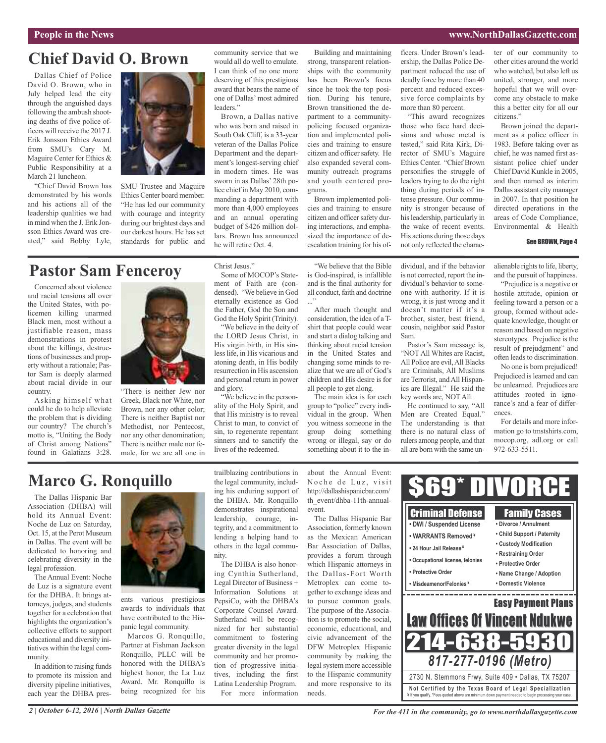# Chief David O. Brown

Dallas Chief of Police David O. Brown, who in July helped lead the city through the anguished days following the ambush shooting deaths of five police officers will receive the 2017 J. Erik Jonsson Ethics Award from SMU's Cary M. Maguire Center for Ethics & Public Responsibility at a March 21 luncheon.

"Chief David Brown has demonstrated by his words and his actions all of the leadership qualities we had in mind when the J. Erik Jonsson Ethics Award was created," said Bobby Lyle, SMU Trustee and Maguire Ethics Center board member. "He has led our community with courage and integrity during our brightest days and our darkest hours. He has set standards for public and community service that we would all do well to emulate. I can think of no one more deserving of this prestigious award that bears the name of one of Dallas' most admired leaders."

Brown, a Dallas native who was born and raised in South Oak Cliff, is a 33-year veteran of the Dallas Police Department and the department's longest-serving chief in modern times. He was sworn in as Dallas' 28th police chief in May 2010, commanding a department with more than 4,000 employees and an annual operating budget of $426 million dollars. Brown has announced he will retire Oct. 4.

Building and maintaining strong, transparent relationships with the community has been Brown's focus since he took the top position. During his tenure, Brown transitioned the department to a community-policing focused organization and implemented policies and training to ensure citizen and officer safety. He also expanded several community outreach programs and youth centered programs.

Brown implemented policies and training to ensure citizen and officer safety during interactions, and emphasized the importance of de-escalation training for his officers. Under Brown's leadership, the Dallas Police Department reduced the use of deadly force by more than 40 percent and reduced excessive force complaints by more than 80 percent.

"This award recognizes those who face hard decisions and whose metal is tested," said Rita Kirk, Director of SMU's Maguire Ethics Center. "Chief Brown personifies the struggle of leaders trying to do the right thing during periods of intense pressure. Our community is stronger because of his leadership, particularly in the wake of recent events. His actions during those days not only reflected the character of our community to other cities around the world who watched, but also left us united, stronger, and more hopeful that we will overcome any obstacle to make this a better city for all our citizens."

Brown joined the department as a police officer in 1983. Before taking over as chief, he was named first assistant police chief under Chief David Kunkle in 2005, and then named as interim Dallas assistant city manager in 2007. In that position he directed operations in the areas of Code Compliance, Environmental & Health

See BROWN, Page 4

# Pastor Sam Fenceroy

Concerned about violence and racial tensions all over the United States, with policemen killing unarmed Black men, most without a justifiable reason, mass demonstrations in protest about the killings, destructions of businesses and property without a rationale; Pastor Sam is deeply alarmed about racial divide in our country.

Asking himself what could he do to help alleviate the problem that is dividing our country? The church's motto is, "Uniting the Body of Christ among Nations" found in Galatians 3:28. "There is neither Jew nor Greek, Black nor White, nor Brown, nor any other color; There is neither Baptist nor Methodist, nor Pentecost, nor any other denomination; There is neither male nor female, for we are all one in Christ Jesus."

Some of MOCOP's Statement of Faith are (condensed). "We believe in God eternally existence as God the Father, God the Son and God the Holy Spirit (Trinity).

"We believe in the deity of the LORD Jesus Christ, in His virgin birth, in His sinless life, in His vicarious and atoning death, in His bodily resurrection in His ascension and personal return in power and glory.

"We believe in the personality of the Holy Spirit, and that His ministry is to reveal Christ to man, to convict of sin, to regenerate repentant sinners and to sanctify the lives of the redeemed.

"We believe that the Bible is God-inspired, is infallible and is the final authority for all conduct, faith and doctrine ..."

After much thought and consideration, the idea of a T-shirt that people could wear and start a dialog talking and thinking about racial tension in the United States and changing some minds to realize that we are all of God's children and His desire is for all people to get along.

The main idea is for each group to "police" every individual in the group. When you witness someone in the group doing something wrong or illegal, say or do something about it to the individual, and if the behavior is not corrected, report the individual's behavior to someone with authority. If it is wrong, it is just wrong and it doesn't matter if it's a brother, sister, best friend, cousin, neighbor said Pastor Sam.

Pastor's Sam message is, "NOT All Whites are Racist, All Police are evil, All Blacks are Criminals, All Muslims are Terrorist, and All Hispanics are Illegal." He said the key words are, NOT All.

He continued to say, "All Men are Created Equal." The understanding is that there is no natural class of rulers among people, and that all are born with the same unalienable rights to life, liberty, and the pursuit of happiness.

"Prejudice is a negative or hostile attitude, opinion or feeling toward a person or a group, formed without adequate knowledge, thought or reason and based on negative stereotypes. Prejudice is the result of prejudgment" and often leads to discrimination.

No one is born prejudiced! Prejudiced is learned and can be unlearned. Prejudices are attitudes rooted in ignorance's and a fear of differences.

For details and more information go to tmstshirts.com, mocop.org, adl.org or call 972-633-5511.

# Marco G. Ronquillo

The Dallas Hispanic Bar Association (DHBA) will hold its Annual Event: Noche de Luz on Saturday, Oct. 15, at the Perot Museum in Dallas. The event will be dedicated to honoring and celebrating diversity in the legal profession.

The Annual Event: Noche de Luz is a signature event for the DHBA. It brings attorneys, judges, and students together for a celebration that highlights the organization's collective efforts to support educational and diversity initiatives within the legal community.

In addition to raising funds to promote its mission and diversity pipeline initiatives, each year the DHBA presents various prestigious awards to individuals that have contributed to the Hispanic legal community.

Marcos G. Ronquillo, Partner at Fishman Jackson Ronquillo, PLLC will be honored with the DHBA's highest honor, the La Luz Award. Mr. Ronquillo is being recognized for his trailblazing contributions in the legal community, including his enduring support of the DHBA. Mr. Ronquillo demonstrates inspirational leadership, courage, integrity, and a commitment to lending a helping hand to others in the legal community.

The DHBA is also honoring Cynthia Sutherland, Legal Director of Business + Information Solutions at PepsiCo, with the DHBA's Corporate Counsel Award. Sutherland will be recognized for her substantial commitment to fostering greater diversity in the legal community and her promotion of progressive initiatives, including the first Latina Leadership Program.

For more information about the Annual Event: Noche de Luz, visit http://dallashispanicbar.com/th_event/dhba-11th-annual-event.

The Dallas Hispanic Bar Association, formerly known as the Mexican American Bar Association of Dallas, provides a forum through which Hispanic attorneys in the Dallas-Fort Worth Metroplex can come together to exchange ideas and to pursue common goals. The purpose of the Association is to promote the social, economic, educational, and civic advancement of the DFW Metroplex Hispanic community by making the legal system more accessible to the Hispanic community and more responsive to its needs.

**$69* DIVORCE**

| Criminal Defense | Family Cases |
|---|---|
| • DWI / Suspended License | • Divorce / Annulment |
| • WARRANTS Removed ¥ | • Child Support / Paternity |
| • 24 Hour Jail Release ¥ | • Custody Modification |
| • Occupational license, felonies | • Restraining Order |
| • Protective Order | • Protective Order |
| • Misdeamenor/Felonies ¥ | • Name Change / Adoption |
| | • Domestic Violence |

**Easy Payment Plans**

**Law Offices Of Vincent Ndukwe**

**214-638-5930**

*817-277-0196 (Metro)*

2730 N. Stemmons Frwy, Suite 409 • Dallas, TX 75207

Not Certified by the Texas Board of Legal Specialization

¥ If you qualify. *Fees quoted above are minimum down payment needed to begin processing your case.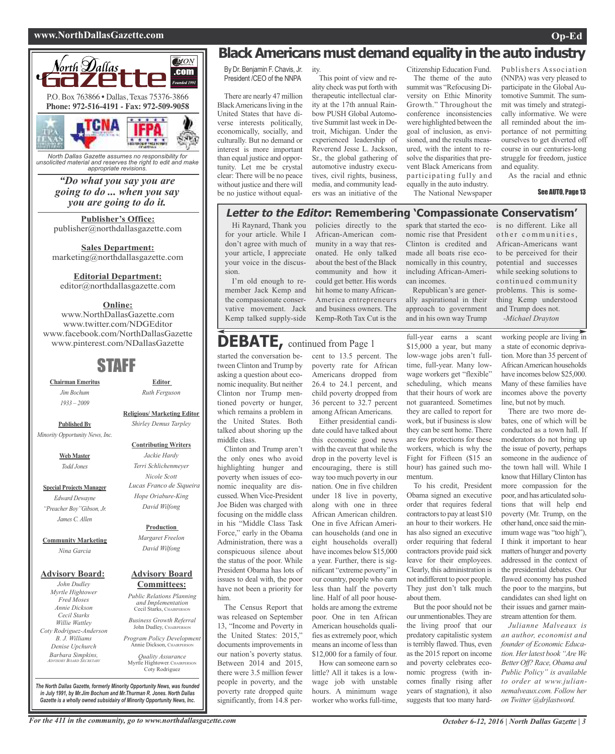# Black Americans must demand equality in the auto industry

By Dr. Benjamin F. Chavis, Jr.
President /CEO of the NNPA

There are nearly 47 million Black Americans living in the United States that have diverse interests politically, economically, socially, and culturally. But no demand or interest is more important than equal justice and opportunity. Let me be crystal clear: There will be no peace without justice and there will be no justice without equality.

This point of view and reality check was put forth with therapeutic intellectual clarity at the 17th annual Rainbow PUSH Global Automotive Summit last week in Detroit, Michigan. Under the experienced leadership of Reverend Jesse L. Jackson, Sr., the global gathering of automotive industry executives, civil rights, business, media, and community leaders was an initiative of the Citizenship Education Fund.

The theme of the auto summit was "Refocusing Diversity on Ethic Minority Growth." Throughout the conference inconsistencies were highlighted between the goal of inclusion, as envisioned, and the results measured, with the intent to resolve the disparities that prevent Black Americans from participating fully and equally in the auto industry.

The National Newspaper Publishers Association (NNPA) was very pleased to participate in the Global Automotive Summit. The summit was timely and strategically informative. We were all reminded about the importance of not permitting ourselves to get diverted off course in our centuries-long struggle for freedom, justice and equality.

As the racial and ethnic

See AUTO, Page 13

## *Letter to the Editor*: Remembering 'Compassionate Conservatism'

Hi Raynard, Thank you for your article. While I don't agree with much of your article, I appreciate your voice in the discussion.

I'm old enough to remember Jack Kemp and the compassionate conservative movement. Jack Kemp talked supply-side policies directly to the African-American community in a way that resonated. He only talked about the best of the Black community and how it could get better. His words hit home to many African-America entrepreneurs and business owners. The Kemp-Roth Tax Cut is the spark that started the economic rise that President Clinton is credited and made all boats rise economically in this country, including African-American incomes.

Republican's are generally aspirational in their approach to government and in his own way Trump is no different. Like all other communities, African-Americans want to be perceived for their potential and successes while seeking solutions to continued community problems. This is something Kemp understood and Trump does not.

*-Michael Drayton*

# DEBATE, continued from Page 1

started the conversation between Clinton and Trump by asking a question about economic inequality. But neither Clinton nor Trump mentioned poverty or hunger, which remains a problem in the United States. Both talked about shoring up the middle class.

Clinton and Trump aren't the only ones who avoid highlighting hunger and poverty when issues of economic inequality are discussed. When Vice-President Joe Biden was charged with focusing on the middle class in his "Middle Class Task Force," early in the Obama Administration, there was a conspicuous silence about the status of the poor. While President Obama has lots of issues to deal with, the poor have not been a priority for him.

The Census Report that was released on September 13, "Income and Poverty in the United States: 2015," documents improvements in our nation's poverty status. Between 2014 and 2015, there were 3.5 million fewer people in poverty, and the poverty rate dropped quite significantly, from 14.8 percent to 13.5 percent. The poverty rate for African Americans dropped from 26.4 to 24.1 percent, and child poverty dropped from 36 percent to 32.7 percent among African Americans.

Either presidential candidate could have talked about this economic good news with the caveat that while the drop in the poverty level is encouraging, there is still way too much poverty in our nation. One in five children under 18 live in poverty, along with one in three African American children. One in five African American households (and one in eight households overall) have incomes below $15,000 a year. Further, there is significant "extreme poverty" in our country, people who earn less than half the poverty line. Half of all poor households are among the extreme poor. One in ten African American households qualifies as extremely poor, which means an income of less than $12,000 for a family of four.

How can someone earn so little? All it takes is a low-wage job with unstable hours. A minimum wage worker who works full-time, full-year earns a scant $15,000 a year, but many low-wage jobs aren't full-time, full-year. Many low-wage workers get "flexible" scheduling, which means that their hours of work are not guaranteed. Sometimes they are called to report for work, but if business is slow they can be sent home. There are few protections for these workers, which is why the Fight for Fifteen ($15 an hour) has gained such momentum.

To his credit, President Obama signed an executive order that requires federal contractors to pay at least $10 an hour to their workers. He has also signed an executive order requiring that federal contractors provide paid sick leave for their employees. Clearly, this administration is not indifferent to poor people. They just don't talk much about them.

But the poor should not be our unmentionables. They are the living proof that our predatory capitalistic system is terribly flawed. Thus, even as the 2015 report on income and poverty celebrates economic progress (with incomes finally rising after years of stagnation), it also suggests that too many hard-working people are living in a state of economic deprivation. More than 35 percent of African American households have incomes below $25,000. Many of these families have incomes above the poverty line, but not by much.

There are two more debates, one of which will be conducted as a town hall. If moderators do not bring up the issue of poverty, perhaps someone in the audience of the town hall will. While I know that Hillary Clinton has more compassion for the poor, and has articulated solutions that will help end poverty (Mr. Trump, on the other hand, once said the minimum wage was "too high"), I think it important to hear matters of hunger and poverty addressed in the context of the presidential debates. Our flawed economy has pushed the poor to the margins, but candidates can shed light on their issues and garner mainstream attention for them.

*Julianne Malveaux is an author, economist and founder of Economic Education. Her latest book "Are We Better Off? Race, Obama and Public Policy" is available to order at www.juliannemalveaux.com. Follow her on Twitter @drjlastword.*

---

**North Dallas Gazette**

P.O. Box 763866 • Dallas, Texas 75376-3866
**Phone: 972-516-4191 - Fax: 972-509-9058**

*North Dallas Gazette assumes no responsibility for unsolicited material and reserves the right to edit and make appropriate revisions.*

***"Do what you say you are going to do ... when you say you are going to do it.***

**Publisher's Office:**
publisher@northdallasgazette.com

**Sales Department:**
marketing@northdallasgazette.com

**Editorial Department:**
editor@northdallasgazette.com

**Online:**
www.NorthDallasGazette.com
www.twitter.com/NDGEditor
www.facebook.com/NorthDallasGazette
www.pinterest.com/NDallasGazette

## STAFF

**Chairman Emeritus**
*Jim Bochum*
*1933 – 2009*

**Published By**
*Minority Opportunity News, Inc.*

**Web Master**
*Todd Jones*

**Special Projects Manager**
*Edward Dewayne "Preacher Boy" Gibson, Jr.*
*James C. Allen*

**Community Marketing**
*Nina Garcia*

**Advisory Board:**
*John Dudley*
*Myrtle Hightower*
*Fred Moses*
*Annie Dickson*
*Cecil Starks*
*Willie Wattley*
*Coty Rodriguez-Anderson*
*B. J. Williams*
*Denise Upchurch*
*Barbara Simpkins, Advisory Board Secretary*

**Editor**
*Ruth Ferguson*

**Religious/ Marketing Editor**
*Shirley Demus Tarpley*

**Contributing Writers**
*Jackie Hardy*
*Terri Schlichenmeyer*
*Nicole Scott*
*Lucas Franco de Siqueira*
*Hope Oriabure-King*
*David Wilfong*

**Production**
*Margaret Freelon*
*David Wilfong*

**Advisory Board Committees:**

*Public Relations Planning and Implementation*
Cecil Starks, Chairperson

*Business Growth Referral*
John Dudley, Chairperson

*Program Policy Development*
Annie Dickson, Chairperson

*Quality Assurance*
Myrtle Hightower, Chairperson
Coty Rodriguez

*The North Dallas Gazette, formerly Minority Opportunity News, was founded in July 1991, by Mr.Jim Bochum and Mr.Thurman R. Jones. North Dallas Gazette is a wholly owned subsidairy of Minority Opportunity News, Inc.*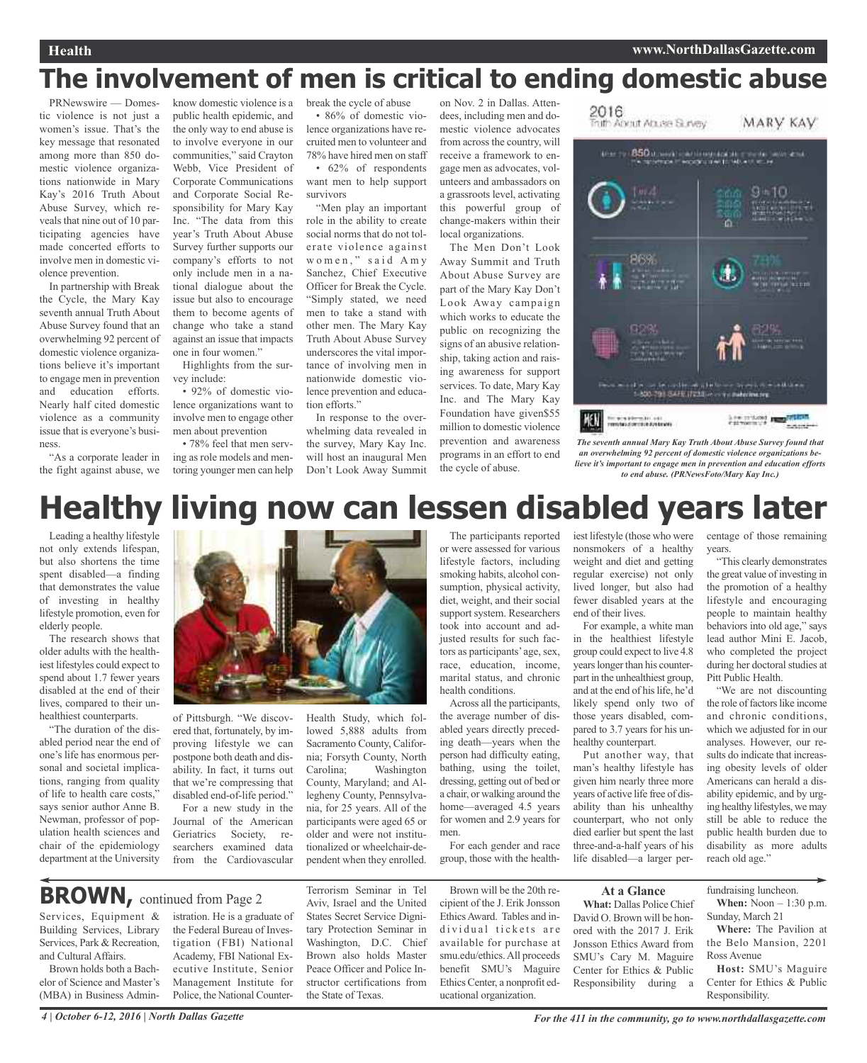# The involvement of men is critical to ending domestic abuse

PRNewswire — Domestic violence is not just a women's issue. That's the key message that resonated among more than 850 domestic violence organizations nationwide in Mary Kay's 2016 Truth About Abuse Survey, which reveals that nine out of 10 participating agencies have made concerted efforts to involve men in domestic violence prevention.

In partnership with Break the Cycle, the Mary Kay seventh annual Truth About Abuse Survey found that an overwhelming 92 percent of domestic violence organizations believe it's important to engage men in prevention and education efforts. Nearly half cited domestic violence as a community issue that is everyone's business.

"As a corporate leader in the fight against abuse, we know domestic violence is a public health epidemic, and the only way to end abuse is to involve everyone in our communities," said Crayton Webb, Vice President of Corporate Communications and Corporate Social Responsibility for Mary Kay Inc. "The data from this year's Truth About Abuse Survey further supports our company's efforts to not only include men in a national dialogue about the issue but also to encourage them to become agents of change who take a stand against an issue that impacts one in four women."

Highlights from the survey include:

- 92% of domestic violence organizations want to involve men to engage other men about prevention
- 78% feel that men serving as role models and mentoring younger men can help break the cycle of abuse
- 86% of domestic violence organizations have recruited men to volunteer and 78% have hired men on staff
- 62% of respondents want men to help support survivors

"Men play an important role in the ability to create social norms that do not tolerate violence against women," said Amy Sanchez, Chief Executive Officer for Break the Cycle. "Simply stated, we need men to take a stand with other men. The Mary Kay Truth About Abuse Survey underscores the vital importance of involving men in nationwide domestic violence prevention and education efforts."

In response to the overwhelming data revealed in the survey, Mary Kay Inc. will host an inaugural Men Don't Look Away Summit on Nov. 2 in Dallas. Attendees, including men and domestic violence advocates from across the country, will receive a framework to engage men as advocates, volunteers and ambassadors on a grassroots level, activating this powerful group of change-makers within their local organizations.

The Men Don't Look Away Summit and Truth About Abuse Survey are part of the Mary Kay Don't Look Away campaign which works to educate the public on recognizing the signs of an abusive relationship, taking action and raising awareness for support services. To date, Mary Kay Inc. and The Mary Kay Foundation have given$55 million to domestic violence prevention and awareness programs in an effort to end the cycle of abuse.

*The seventh annual Mary Kay Truth About Abuse Survey found that an overwhelming 92 percent of domestic violence organizations believe it's important to engage men in prevention and education efforts to end abuse. (PRNewsFoto/Mary Kay Inc.)*

# Healthy living now can lessen disabled years later

Leading a healthy lifestyle not only extends lifespan, but also shortens the time spent disabled—a finding that demonstrates the value of investing in healthy lifestyle promotion, even for elderly people.

The research shows that older adults with the healthiest lifestyles could expect to spend about 1.7 fewer years disabled at the end of their lives, compared to their unhealthiest counterparts.

"The duration of the disabled period near the end of one's life has enormous personal and societal implications, ranging from quality of life to health care costs," says senior author Anne B. Newman, professor of population health sciences and chair of the epidemiology department at the University of Pittsburgh. "We discovered that, fortunately, by improving lifestyle we can postpone both death and disability. In fact, it turns out that we're compressing that disabled end-of-life period."

For a new study in the Journal of the American Geriatrics Society, researchers examined data from the Cardiovascular Health Study, which followed 5,888 adults from Sacramento County, California; Forsyth County, North Carolina; Washington County, Maryland; and Allegheny County, Pennsylvania, for 25 years. All of the participants were aged 65 or older and were not institutionalized or wheelchair-dependent when they enrolled.

The participants reported or were assessed for various lifestyle factors, including smoking habits, alcohol consumption, physical activity, diet, weight, and their social support system. Researchers took into account and adjusted results for such factors as participants' age, sex, race, education, income, marital status, and chronic health conditions.

Across all the participants, the average number of disabled years directly preceding death—years when the person had difficulty eating, bathing, using the toilet, dressing, getting out of bed or a chair, or walking around the home—averaged 4.5 years for women and 2.9 years for men.

For each gender and race group, those with the healthiest lifestyle (those who were nonsmokers of a healthy weight and diet and getting regular exercise) not only lived longer, but also had fewer disabled years at the end of their lives.

For example, a white man in the healthiest lifestyle group could expect to live 4.8 years longer than his counterpart in the unhealthiest group, and at the end of his life, he'd likely spend only two of those years disabled, compared to 3.7 years for his unhealthy counterpart.

Put another way, that man's healthy lifestyle has given him nearly three more years of active life free of disability than his unhealthy counterpart, who not only died earlier but spent the last three-and-a-half years of his life disabled—a larger percentage of those remaining years.

"This clearly demonstrates the great value of investing in the promotion of a healthy lifestyle and encouraging people to maintain healthy behaviors into old age," says lead author Mini E. Jacob, who completed the project during her doctoral studies at Pitt Public Health.

"We are not discounting the role of factors like income and chronic conditions, which we adjusted for in our analyses. However, our results do indicate that increasing obesity levels of older Americans can herald a disability epidemic, and by urging healthy lifestyles, we may still be able to reduce the public health burden due to disability as more adults reach old age."

## BROWN, continued from Page 2

Services, Equipment & Building Services, Library Services, Park & Recreation, and Cultural Affairs.

Brown holds both a Bachelor of Science and Master's (MBA) in Business Administration. He is a graduate of the Federal Bureau of Investigation (FBI) National Academy, FBI National Executive Institute, Senior Management Institute for Police, the National Counter-Terrorism Seminar in Tel Aviv, Israel and the United States Secret Service Dignitary Protection Seminar in Washington, D.C. Chief Brown also holds Master Peace Officer and Police Instructor certifications from the State of Texas.

Brown will be the 20th recipient of the J. Erik Jonsson Ethics Award. Tables and individual tickets are available for purchase at smu.edu/ethics. All proceeds benefit SMU's Maguire Ethics Center, a nonprofit educational organization.

### At a Glance

**What:** Dallas Police Chief David O. Brown will be honored with the 2017 J. Erik Jonsson Ethics Award from SMU's Cary M. Maguire Center for Ethics & Public Responsibility during a fundraising luncheon.

**When:** Noon – 1:30 p.m. Sunday, March 21

**Where:** The Pavilion at the Belo Mansion, 2201 Ross Avenue

**Host:** SMU's Maguire Center for Ethics & Public Responsibility.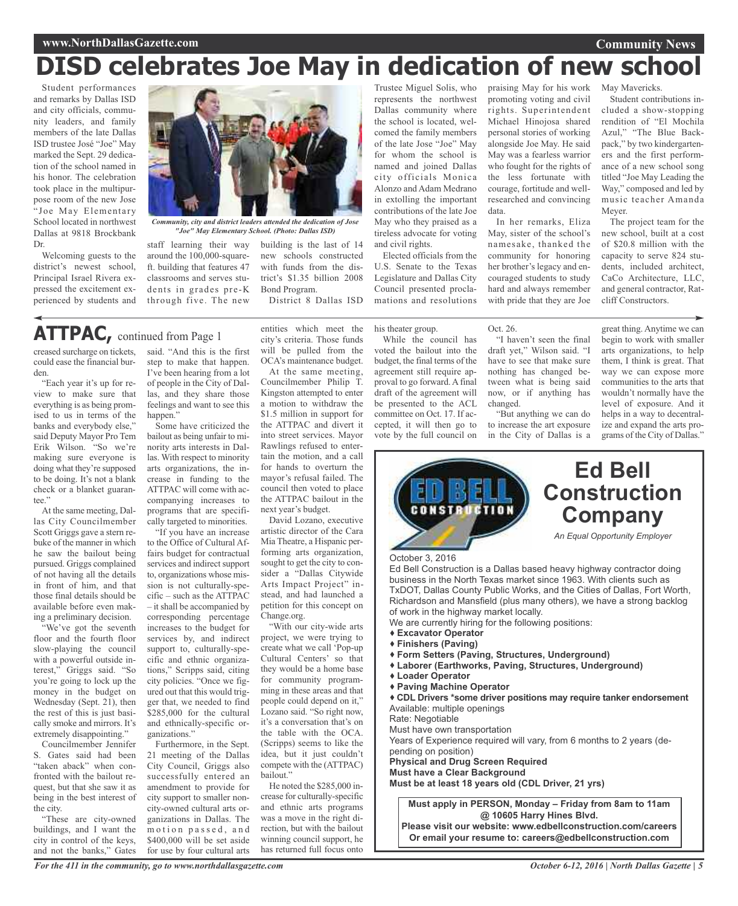# DISD celebrates Joe May in dedication of new school

Student performances and remarks by Dallas ISD and city officials, community leaders, and family members of the late Dallas ISD trustee José "Joe" May marked the Sept. 29 dedication of the school named in his honor. The celebration took place in the multipurpose room of the new Jose "Joe May Elementary School located in northwest Dallas at 9818 Brockbank Dr.

*Community, city and district leaders attended the dedication of Jose "Joe" May Elementary School. (Photo: Dallas ISD)*

Welcoming guests to the district's newest school, Principal Israel Rivera expressed the excitement experienced by students and staff learning their way around the 100,000-square-ft. building that features 47 classrooms and serves students in grades pre-K through five. The new building is the last of 14 new schools constructed with funds from the district's $1.35 billion 2008 Bond Program.

District 8 Dallas ISD Trustee Miguel Solis, who represents the northwest Dallas community where the school is located, welcomed the family members of the late Jose "Joe" May for whom the school is named and joined Dallas city officials Monica Alonzo and Adam Medrano in extolling the important contributions of the late Joe May who they praised as a tireless advocate for voting and civil rights.

Elected officials from the U.S. Senate to the Texas Legislature and Dallas City Council presented proclamations and resolutions praising May for his work promoting voting and civil rights. Superintendent Michael Hinojosa shared personal stories of working alongside Joe May. He said May was a fearless warrior who fought for the rights of the less fortunate with courage, fortitude and well-researched and convincing data.

In her remarks, Eliza May, sister of the school's namesake, thanked the community for honoring her brother's legacy and encouraged students to study hard and always remember with pride that they are Joe May Mavericks.

Student contributions included a show-stopping rendition of "El Mochila Azul," "The Blue Backpack," by two kindergarteners and the first performance of a new school song titled "Joe May Leading the Way," composed and led by music teacher Amanda Meyer.

The project team for the new school, built at a cost of $20.8 million with the capacity to serve 824 students, included architect, CaCo Architecture, LLC, and general contractor, Ratcliff Constructors.

## ATTPAC, continued from Page 1

creased surcharge on tickets, could ease the financial burden.

"Each year it's up for review to make sure that everything is as being promised to us in terms of the banks and everybody else," said Deputy Mayor Pro Tem Erik Wilson. "So we're making sure everyone is doing what they're supposed to be doing. It's not a blank check or a blanket guarantee."

At the same meeting, Dallas City Councilmember Scott Griggs gave a stern rebuke of the manner in which he saw the bailout being pursued. Griggs complained of not having all the details in front of him, and that those final details should be available before even making a preliminary decision.

"We've got the seventh floor and the fourth floor slow-playing the council with a powerful outside interest," Griggs said. "So you're going to lock up the money in the budget on Wednesday (Sept. 21), then the rest of this is just basically smoke and mirrors. It's extremely disappointing."

Councilmember Jennifer S. Gates said had been "taken aback" when confronted with the bailout request, but that she saw it as being in the best interest of the city.

"These are city-owned buildings, and I want the city in control of the keys, and not the banks," Gates said. "And this is the first step to make that happen. I've been hearing from a lot of people in the City of Dallas, and they share those feelings and want to see this happen."

Some have criticized the bailout as being unfair to minority arts interests in Dallas. With respect to minority arts organizations, the increase in funding to the ATTPAC will come with accompanying increases to programs that are specifically targeted to minorities.

"If you have an increase to the Office of Cultural Affairs budget for contractual services and indirect support to, organizations whose mission is not culturally-specific – such as the ATTPAC – it shall be accompanied by corresponding percentage increases to the budget for services by, and indirect support to, culturally-specific and ethnic organizations," Scripps said, citing city policies. "Once we figured out that this would trigger that, we needed to find $285,000 for the cultural and ethnically-specific organizations."

Furthermore, in the Sept. 21 meeting of the Dallas City Council, Griggs also successfully entered an amendment to provide for city support to smaller non-city-owned cultural arts organizations in Dallas. The motion passed, and $400,000 will be set aside for use by four cultural arts entities which meet the city's criteria. Those funds will be pulled from the OCA's maintenance budget.

At the same meeting, Councilmember Philip T. Kingston attempted to enter a motion to withdraw the $1.5 million in support for the ATTPAC and divert it into street services. Mayor Rawlings refused to entertain the motion, and a call for hands to overturn the mayor's refusal failed. The council then voted to place the ATTPAC bailout in the next year's budget.

David Lozano, executive artistic director of the Cara Mia Theatre, a Hispanic performing arts organization, sought to get the city to consider a "Dallas Citywide Arts Impact Project" instead, and had launched a petition for this concept on Change.org.

"With our city-wide arts project, we were trying to create what we call 'Pop-up Cultural Centers' so that they would be a home base for community programming in these areas and that people could depend on it," Lozano said. "So right now, it's a conversation that's on the table with the OCA. (Scripps) seems to like the idea, but it just couldn't compete with the (ATTPAC) bailout."

He noted the $285,000 increase for culturally-specific and ethnic arts programs was a move in the right direction, but with the bailout winning council support, he has returned full focus onto his theater group.

While the council has voted the bailout into the budget, the final terms of the agreement still require approval to go forward. A final draft of the agreement will be presented to the ACL committee on Oct. 17. If accepted, it will then go to vote by the full council on Oct. 26.

"I haven't seen the final draft yet," Wilson said. "I have to see that make sure nothing has changed between what is being said now, or if anything has changed.

"But anything we can do to increase the art exposure in the City of Dallas is a great thing. Anytime we can begin to work with smaller arts organizations, to help them, I think is great. That way we can expose more communities to the arts that wouldn't normally have the level of exposure. And it helps in a way to decentralize and expand the arts programs of the City of Dallas."

---

## Ed Bell Construction Company

*An Equal Opportunity Employer*

October 3, 2016

Ed Bell Construction is a Dallas based heavy highway contractor doing business in the North Texas market since 1963. With clients such as TxDOT, Dallas County Public Works, and the Cities of Dallas, Fort Worth, Richardson and Mansfield (plus many others), we have a strong backlog of work in the highway market locally.

We are currently hiring for the following positions:

- **Excavator Operator**
- **Finishers (Paving)**
- **Form Setters (Paving, Structures, Underground)**
- **Laborer (Earthworks, Paving, Structures, Underground)**
- **Loader Operator**
- **Paving Machine Operator**
- **CDL Drivers *some driver positions may require tanker endorsement**

Available: multiple openings

Rate: Negotiable

Must have own transportation

Years of Experience required will vary, from 6 months to 2 years (depending on position)

**Physical and Drug Screen Required**

**Must have a Clear Background**

**Must be at least 18 years old (CDL Driver, 21 yrs)**

**Must apply in PERSON, Monday – Friday from 8am to 11am @ 10605 Harry Hines Blvd.**

**Please visit our website: www.edbellconstruction.com/careers**

**Or email your resume to: careers@edbellconstruction.com**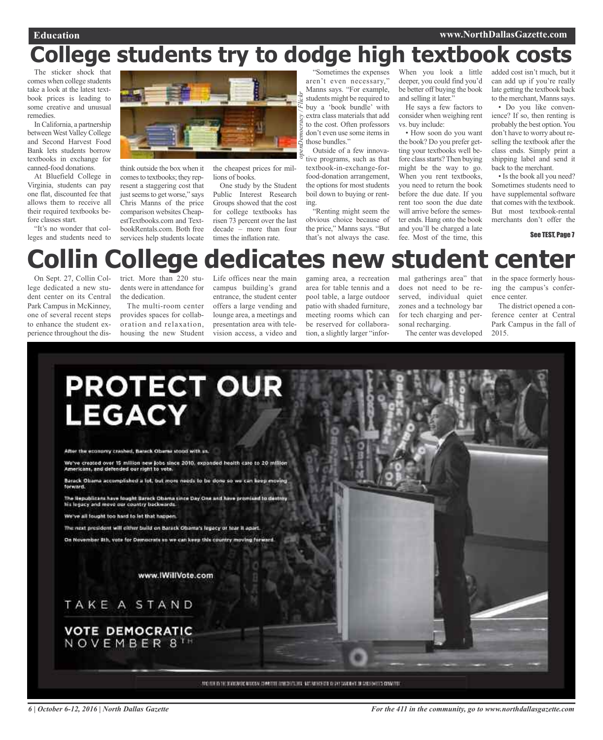# College students try to dodge high textbook costs

The sticker shock that comes when college students take a look at the latest textbook prices is leading to some creative and unusual remedies.

In California, a partnership between West Valley College and Second Harvest Food Bank lets students borrow textbooks in exchange for canned-food donations.

At Bluefield College in Virginia, students can pay one flat, discounted fee that allows them to receive all their required textbooks before classes start.

"It's no wonder that colleges and students need to think outside the box when it comes to textbooks; they represent a staggering cost that just seems to get worse," says Chris Manns of the price comparison websites CheapestTextbooks.com and TextbookRentals.com. Both free services help students locate the cheapest prices for millions of books.

One study by the Student Public Interest Research Groups showed that the cost for college textbooks has risen 73 percent over the last decade – more than four times the inflation rate.

*openDemocracy / Flickr*

"Sometimes the expenses aren't even necessary," Manns says. "For example, students might be required to buy a 'book bundle' with extra class materials that add to the cost. Often professors don't even use some items in those bundles."

Outside of a few innovative programs, such as that textbook-in-exchange-for-food-donation arrangement, the options for most students boil down to buying or renting.

"Renting might seem the obvious choice because of the price," Manns says. "But that's not always the case. When you look a little deeper, you could find you'd be better off buying the book and selling it later."

He says a few factors to consider when weighing rent vs. buy include:

• How soon do you want the book? Do you prefer getting your textbooks well before class starts? Then buying might be the way to go. When you rent textbooks, you need to return the book before the due date. If you rent too soon the due date will arrive before the semester ends. Hang onto the book and you'll be charged a late fee. Most of the time, this added cost isn't much, but it can add up if you're really late getting the textbook back to the merchant, Manns says.

• Do you like convenience? If so, then renting is probably the best option. You don't have to worry about reselling the textbook after the class ends. Simply print a shipping label and send it back to the merchant.

• Is the book all you need? Sometimes students need to have supplemental software that comes with the textbook. But most textbook-rental merchants don't offer the

See TEST, Page 7

# Collin College dedicates new student center

On Sept. 27, Collin College dedicated a new student center on its Central Park Campus in McKinney, one of several recent steps to enhance the student experience throughout the district. More than 220 students were in attendance for the dedication.

The multi-room center provides spaces for collaboration and relaxation, housing the new Student Life offices near the main campus building's grand entrance, the student center offers a large vending and lounge area, a meetings and presentation area with television access, a video and gaming area, a recreation area for table tennis and a pool table, a large outdoor patio with shaded furniture, meeting rooms which can be reserved for collaboration, a slightly larger "informal gatherings area" that does not need to be reserved, individual quiet zones and a technology bar for tech charging and personal recharging.

The center was developed in the space formerly housing the campus's conference center.

The district opened a conference center at Central Park Campus in the fall of 2015.

# PROTECT OUR LEGACY

After the economy crashed, Barack Obama stood with us.

We've created over 15 million new jobs since 2010, expanded health care to 20 million Americans, and defended our right to vote.

Barack Obama accomplished a lot, but more needs to be done so we can keep moving forward.

The Republicans have fought Barack Obama since Day One and have promised to destroy his legacy and move our country backwards.

We've all fought too hard to let that happen.

The next president will either build on Barack Obama's legacy or tear it apart.

On November 8th, vote for Democrats so we can keep this country moving forward.

www.IWillVote.com

TAKE A STAND

VOTE DEMOCRATIC NOVEMBER 8TH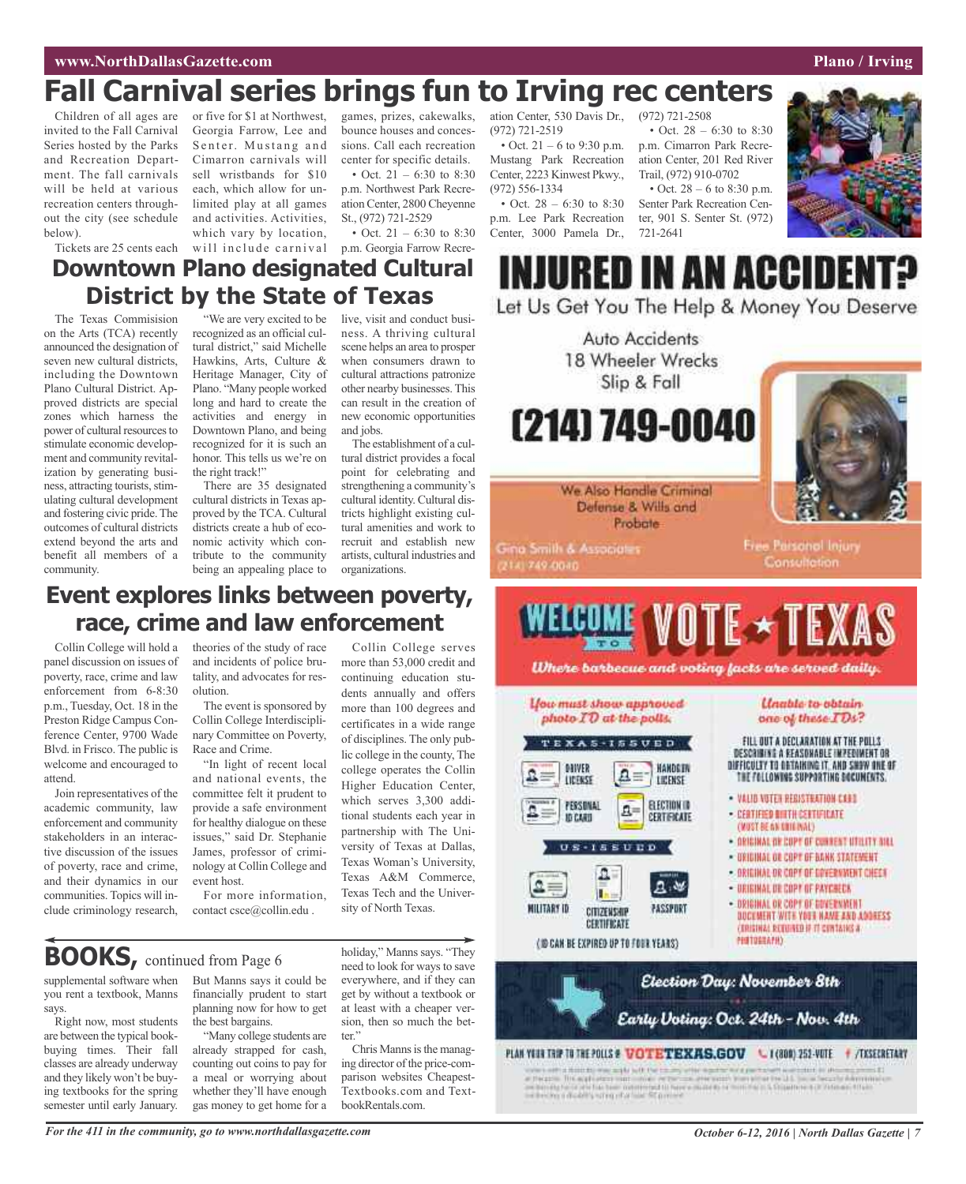# Fall Carnival series brings fun to Irving rec centers

Children of all ages are invited to the Fall Carnival Series hosted by the Parks and Recreation Department. The fall carnivals will be held at various recreation centers throughout the city (see schedule below).

Tickets are 25 cents each or five for $1 at Northwest, Georgia Farrow, Lee and Senter. Mustang and Cimarron carnivals will sell wristbands for $10 each, which allow for unlimited play at all games and activities. Activities, which vary by location, will include carnival games, prizes, cakewalks, bounce houses and concessions. Call each recreation center for specific details.

- Oct. 21 – 6:30 to 8:30 p.m. Northwest Park Recreation Center, 2800 Cheyenne St., (972) 721-2529
- Oct. 21 – 6:30 to 8:30 p.m. Georgia Farrow Recreation Center, 530 Davis Dr., (972) 721-2519
- Oct. 21 – 6 to 9:30 p.m. Mustang Park Recreation Center, 2223 Kinwest Pkwy., (972) 556-1334
- Oct. 28 – 6:30 to 8:30 p.m. Lee Park Recreation Center, 3000 Pamela Dr., (972) 721-2508
- Oct. 28 – 6:30 to 8:30 p.m. Cimarron Park Recreation Center, 201 Red River Trail, (972) 910-0702
- Oct. 28 – 6 to 8:30 p.m. Senter Park Recreation Center, 901 S. Senter St. (972) 721-2641

# Downtown Plano designated Cultural District by the State of Texas

The Texas Commisision on the Arts (TCA) recently announced the designation of seven new cultural districts, including the Downtown Plano Cultural District. Approved districts are special zones which harness the power of cultural resources to stimulate economic development and community revitalization by generating business, attracting tourists, stimulating cultural development and fostering civic pride. The outcomes of cultural districts extend beyond the arts and benefit all members of a community.

"We are very excited to be recognized as an official cultural district," said Michelle Hawkins, Arts, Culture & Heritage Manager, City of Plano. "Many people worked long and hard to create the activities and energy in Downtown Plano, and being recognized for it is such an honor. This tells us we're on the right track!"

There are 35 designated cultural districts in Texas approved by the TCA. Cultural districts create a hub of economic activity which contribute to the community being an appealing place to live, visit and conduct business. A thriving cultural scene helps an area to prosper when consumers drawn to cultural attractions patronize other nearby businesses. This can result in the creation of new economic opportunities and jobs.

The establishment of a cultural district provides a focal point for celebrating and strengthening a community's cultural identity. Cultural districts highlight existing cultural amenities and work to recruit and establish new artists, cultural industries and organizations.

# INJURED IN AN ACCIDENT?

Let Us Get You The Help & Money You Deserve

Auto Accidents
18 Wheeler Wrecks
Slip & Fall

**(214) 749-0040**

We Also Handle Criminal Defense & Wills and Probate

Gina Smith & Associates
(214) 749-0040

Free Personal Injury Consultation

# Event explores links between poverty, race, crime and law enforcement

Collin College will hold a panel discussion on issues of poverty, race, crime and law enforcement from 6-8:30 p.m., Tuesday, Oct. 18 in the Preston Ridge Campus Conference Center, 9700 Wade Blvd. in Frisco. The public is welcome and encouraged to attend.

Join representatives of the academic community, law enforcement and community stakeholders in an interactive discussion of the issues of poverty, race and crime, and their dynamics in our communities. Topics will include criminology research, theories of the study of race and incidents of police brutality, and advocates for resolution.

The event is sponsored by Collin College Interdisciplinary Committee on Poverty, Race and Crime.

"In light of recent local and national events, the committee felt it prudent to provide a safe environment for healthy dialogue on these issues," said Dr. Stephanie James, professor of criminology at Collin College and event host.

For more information, contact csce@collin.edu .

Collin College serves more than 53,000 credit and continuing education students annually and offers more than 100 degrees and certificates in a wide range of disciplines. The only public college in the county, The college operates the Collin Higher Education Center, which serves 3,300 additional students each year in partnership with The University of Texas at Dallas, Texas Woman's University, Texas A&M Commerce, Texas Tech and the University of North Texas.

# WELCOME TO VOTE ★ TEXAS

*Where barbecue and voting facts are served daily.*

*You must show approved photo ID at the polls.*

**TEXAS-ISSUED**
- Driver License
- Handgun License
- Personal ID Card
- Election ID Certificate

**US-ISSUED**
- Military ID
- Citizenship Certificate
- Passport

(ID CAN BE EXPIRED UP TO FOUR YEARS)

*Unable to obtain one of these IDs?*

FILL OUT A DECLARATION AT THE POLLS DESCRIBING A REASONABLE IMPEDIMENT OR DIFFICULTY TO OBTAINING IT, AND SHOW ONE OF THE FOLLOWING SUPPORTING DOCUMENTS.

- VALID VOTER REGISTRATION CARD
- CERTIFIED BIRTH CERTIFICATE (MUST BE AN ORIGINAL)
- ORIGINAL OR COPY OF CURRENT UTILITY BILL
- ORIGINAL OR COPY OF BANK STATEMENT
- ORIGINAL OR COPY OF GOVERNMENT CHECK
- ORIGINAL OR COPY OF PAYCHECK
- ORIGINAL OR COPY OF GOVERNMENT DOCUMENT WITH YOUR NAME AND ADDRESS (ORIGINAL REQUIRED IF IT CONTAINS A PHOTOGRAPH)

*Election Day: November 8th*

*Early Voting: Oct. 24th – Nov. 4th*

PLAN YOUR TRIP TO THE POLLS @ VOTETEXAS.GOV 1(800) 252-VOTE /TXSECRETARY

## BOOKS, continued from Page 6

supplemental software when you rent a textbook, Manns says.

Right now, most students are between the typical book-buying times. Their fall classes are already underway and they likely won't be buying textbooks for the spring semester until early January. But Manns says it could be financially prudent to start planning now for how to get the best bargains.

"Many college students are already strapped for cash, counting out coins to pay for a meal or worrying about whether they'll have enough gas money to get home for a holiday," Manns says. "They need to look for ways to save everywhere, and if they can get by without a textbook or at least with a cheaper version, then so much the better."

Chris Manns is the managing director of the price-comparison websites Cheapest-Textbooks.com and TextbookRentals.com.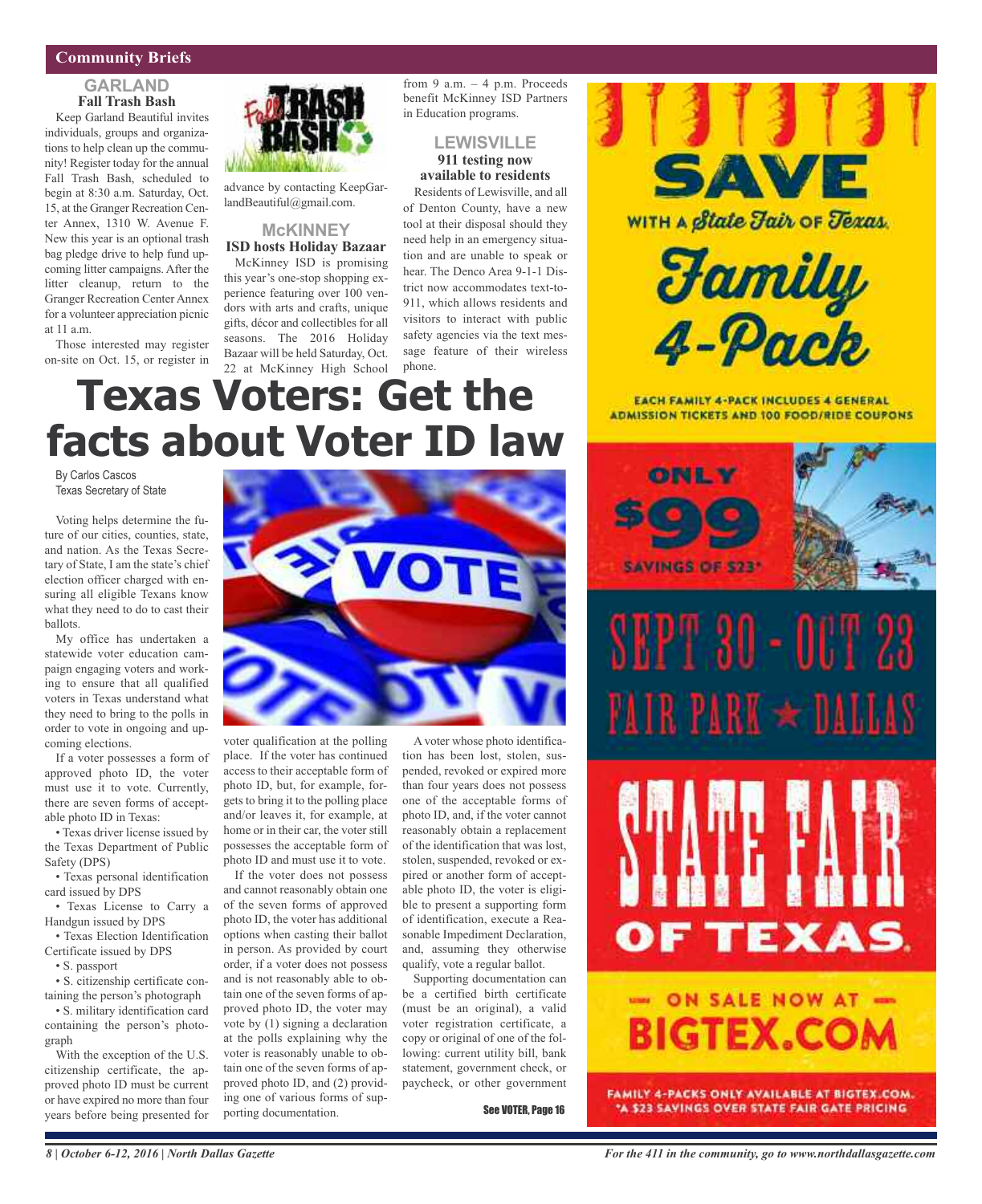## Community Briefs

### GARLAND

**Fall Trash Bash**

Keep Garland Beautiful invites individuals, groups and organizations to help clean up the community! Register today for the annual Fall Trash Bash, scheduled to begin at 8:30 a.m. Saturday, Oct. 15, at the Granger Recreation Center Annex, 1310 W. Avenue F. New this year is an optional trash bag pledge drive to help fund upcoming litter campaigns. After the litter cleanup, return to the Granger Recreation Center Annex for a volunteer appreciation picnic at 11 a.m.

Those interested may register on-site on Oct. 15, or register in advance by contacting KeepGarlandBeautiful@gmail.com.

### McKINNEY

**ISD hosts Holiday Bazaar**

McKinney ISD is promising this year's one-stop shopping experience featuring over 100 vendors with arts and crafts, unique gifts, décor and collectibles for all seasons. The 2016 Holiday Bazaar will be held Saturday, Oct. 22 at McKinney High School from 9 a.m. – 4 p.m. Proceeds benefit McKinney ISD Partners in Education programs.

### LEWISVILLE

**911 testing now available to residents**

Residents of Lewisville, and all of Denton County, have a new tool at their disposal should they need help in an emergency situation and are unable to speak or hear. The Denco Area 9-1-1 District now accommodates text-to-911, which allows residents and visitors to interact with public safety agencies via the text message feature of their wireless phone.

# Texas Voters: Get the facts about Voter ID law

By Carlos Cascos
Texas Secretary of State

Voting helps determine the future of our cities, counties, state, and nation. As the Texas Secretary of State, I am the state's chief election officer charged with ensuring all eligible Texans know what they need to do to cast their ballots.

My office has undertaken a statewide voter education campaign engaging voters and working to ensure that all qualified voters in Texas understand what they need to bring to the polls in order to vote in ongoing and upcoming elections.

If a voter possesses a form of approved photo ID, the voter must use it to vote. Currently, there are seven forms of acceptable photo ID in Texas:

- Texas driver license issued by the Texas Department of Public Safety (DPS)
- Texas personal identification card issued by DPS
- Texas License to Carry a Handgun issued by DPS
- Texas Election Identification Certificate issued by DPS
- S. passport
- S. citizenship certificate containing the person's photograph
- S. military identification card containing the person's photograph

With the exception of the U.S. citizenship certificate, the approved photo ID must be current or have expired no more than four years before being presented for voter qualification at the polling place. If the voter has continued access to their acceptable form of photo ID, but, for example, forgets to bring it to the polling place and/or leaves it, for example, at home or in their car, the voter still possesses the acceptable form of photo ID and must use it to vote.

If the voter does not possess and cannot reasonably obtain one of the seven forms of approved photo ID, the voter has additional options when casting their ballot in person. As provided by court order, if a voter does not possess and is not reasonably able to obtain one of the seven forms of approved photo ID, the voter may vote by (1) signing a declaration at the polls explaining why the voter is reasonably unable to obtain one of the seven forms of approved photo ID, and (2) providing one of various forms of supporting documentation.

A voter whose photo identification has been lost, stolen, suspended, revoked or expired more than four years does not possess one of the acceptable forms of photo ID, and, if the voter cannot reasonably obtain a replacement of the identification that was lost, stolen, suspended, revoked or expired or another form of acceptable photo ID, the voter is eligible to present a supporting form of identification, execute a Reasonable Impediment Declaration, and, assuming they otherwise qualify, vote a regular ballot.

Supporting documentation can be a certified birth certificate (must be an original), a valid voter registration certificate, a copy or original of one of the following: current utility bill, bank statement, government check, or paycheck, or other government

See VOTER, Page 16

SAVE WITH A State Fair of Texas Family 4-Pack

EACH FAMILY 4-PACK INCLUDES 4 GENERAL ADMISSION TICKETS AND 100 FOOD/RIDE COUPONS

ONLY $99 SAVINGS OF $23*

SEPT 30 - OCT 23 FAIR PARK ★ DALLAS

STATE FAIR OF TEXAS

ON SALE NOW AT BIGTEX.COM

FAMILY 4-PACKS ONLY AVAILABLE AT BIGTEX.COM.
*A $23 SAVINGS OVER STATE FAIR GATE PRICING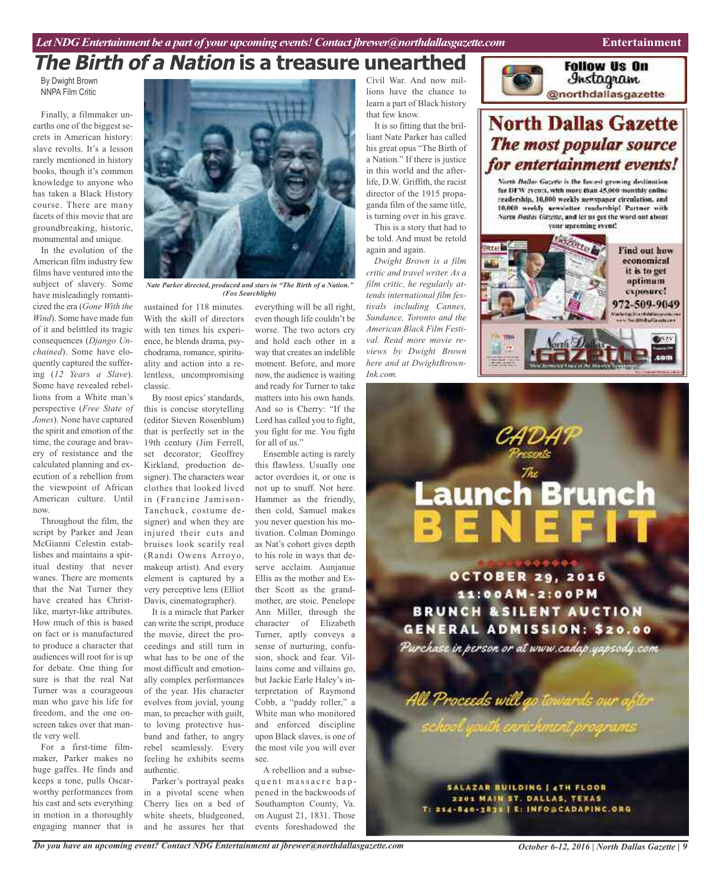# *The Birth of a Nation* is a treasure unearthed

By Dwight Brown
NNPA Film Critic

Finally, a filmmaker unearths one of the biggest secrets in American history: slave revolts. It's a lesson rarely mentioned in history books, though it's common knowledge to anyone who has taken a Black History course. There are many facets of this movie that are groundbreaking, historic, monumental and unique.

In the evolution of the American film industry few films have ventured into the subject of slavery. Some have misleadingly romanticized the era (*Gone With the Wind*). Some have made fun of it and belittled its tragic consequences (*Django Unchained*). Some have eloquently captured the suffering (*12 Years a Slave*). Some have revealed rebellions from a White man's perspective (*Free State of Jones*). None have captured the spirit and emotion of the time, the courage and bravery of resistance and the calculated planning and execution of a rebellion from the viewpoint of African American culture. Until now.

Throughout the film, the script by Parker and Jean McGianni Celestin establishes and maintains a spiritual destiny that never wanes. There are moments that the Nat Turner they have created has Christ-like, martyr-like attributes. How much of this is based on fact or is manufactured to produce a character that audiences will root for is up for debate. One thing for sure is that the real Nat Turner was a courageous man who gave his life for freedom, and the one onscreen takes over that mantle very well.

For a first-time filmmaker, Parker makes no huge gaffes. He finds and keeps a tone, pulls Oscar-worthy performances from his cast and sets everything in motion in a thoroughly engaging manner that is sustained for 118 minutes. With the skill of directors with ten times his experience, he blends drama, psychodrama, romance, spirituality and action into a relentless, uncompromising classic.

*Nate Parker directed, produced and stars in "The Birth of a Nation." (Fox Searchlight)*

By most epics' standards, this is concise storytelling (editor Steven Rosenblum) that is perfectly set in the 19th century (Jim Ferrell, set decorator; Geoffrey Kirkland, production designer). The characters wear clothes that looked lived in (Francine Jamison-Tanchuck, costume designer) and when they are injured their cuts and bruises look scarily real (Randi Owens Arroyo, makeup artist). And every element is captured by a very perceptive lens (Elliot Davis, cinematographer).

It is a miracle that Parker can write the script, produce the movie, direct the proceedings and still turn in what has to be one of the most difficult and emotionally complex performances of the year. His character evolves from jovial, young man, to preacher with guilt, to loving protective husband and father, to angry rebel seamlessly. Every feeling he exhibits seems authentic.

Parker's portrayal peaks in a pivotal scene when Cherry lies on a bed of white sheets, bludgeoned, and he assures her that everything will be all right, even though life couldn't be worse. The two actors cry and hold each other in a way that creates an indelible moment. Before, and more now, the audience is waiting and ready for Turner to take matters into his own hands. And so is Cherry: "If the Lord has called you to fight, you fight for me. You fight for all of us."

Ensemble acting is rarely this flawless. Usually one actor overdoes it, or one is not up to snuff. Not here. Hammer as the friendly, then cold, Samuel makes you never question his motivation. Colman Domingo as Nat's cohort gives depth to his role in ways that deserve acclaim. Aunjanue Ellis as the mother and Esther Scott as the grandmother, are stoic. Penelope Ann Miller, through the character of Elizabeth Turner, aptly conveys a sense of nurturing, confusion, shock and fear. Villains come and villains go, but Jackie Earle Haley's interpretation of Raymond Cobb, a "paddy roller," a White man who monitored and enforced discipline upon Black slaves, is one of the most vile you will ever see.

A rebellion and a subsequent massacre happened in the backwoods of Southampton County, Va. on August 21, 1831. Those events foreshadowed the Civil War. And now millions have the chance to learn a part of Black history that few know.

It is so fitting that the brilliant Nate Parker has called his great opus "The Birth of a Nation." If there is justice in this world and the afterlife, D.W. Griffith, the racist director of the 1915 propaganda film of the same title, is turning over in his grave.

This is a story that had to be told. And must be retold again and again.

*Dwight Brown is a film critic and travel writer. As a film critic, he regularly attends international film festivals including Cannes, Sundance, Toronto and the American Black Film Festival. Read more movie reviews by Dwight Brown here and at DwightBrownInk.com.*

---

**Follow Us On Instagram**
@northdallasgazette

---

## North Dallas Gazette
### *The most popular source for entertainment events!*

*North Dallas Gazette* is the fastest growing destination for DFW events, with more than 45,000 monthly online readership, 10,000 weekly newspaper circulation, and 10,000 weekly newsletter readership! Partner with *North Dallas Gazette*, and let us get the word out about your upcoming event!

Find out how economical it is to get optimum exposure!
972-509-9049

---

CADAP *Presents*
*The*
## Launch Brunch BENEFIT

OCTOBER 29, 2016
11:00AM-2:00PM
BRUNCH & SILENT AUCTION
GENERAL ADMISSION: $20.00
*Purchase in person or at www.cadap.yapsody.com*

*All Proceeds will go towards our after school youth enrichment programs*

SALAZAR BUILDING | 4TH FLOOR
2201 MAIN ST. DALLAS, TEXAS
T: 214-840-3831 | E: INFO@CADAPINC.ORG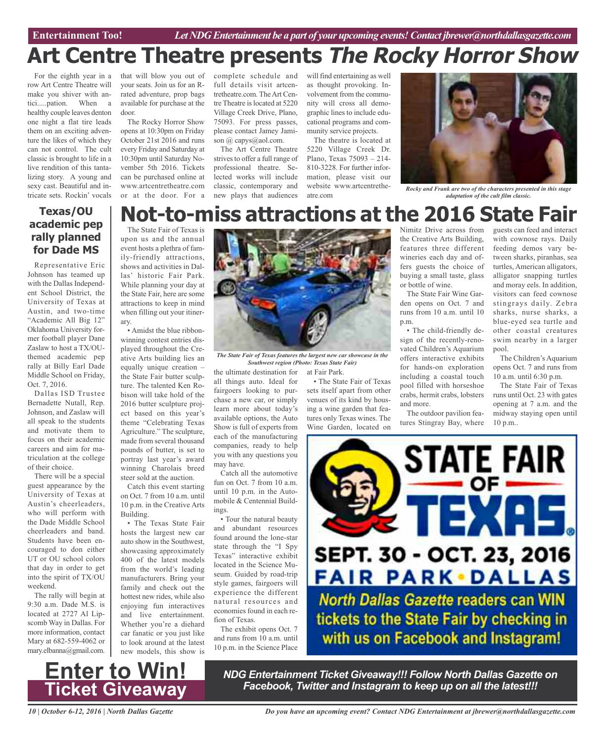# Art Centre Theatre presents *The Rocky Horror Show*

For the eighth year in a row Art Centre Theatre will make you shiver with antici.....pation. When a healthy couple leaves denton one night a flat tire leads them on an exciting adventure the likes of which they can not control. The cult classic is brought to life in a live rendition of this tantalizing story. A young and sexy cast. Beautiful and intricate sets. Rockin' vocals that will blow you out of your seats. Join us for an R-rated adventure, prop bags available for purchase at the door.

The Rocky Horror Show opens at 10:30pm on Friday October 21st 2016 and runs every Friday and Saturday at 10:30pm until Saturday November 5th 2016. Tickets can be purchased online at www.artcentretheatre.com or at the door. For a complete schedule and full details visit artcentretheatre.com. The Art Centre Theatre is located at 5220 Village Creek Drive, Plano, 75093. For press passes, please contact Jamey Jamison @ capys@aol.com.

The Art Centre Theatre strives to offer a full range of professional theatre. Selected works will include classic, contemporary and new plays that audiences will find entertaining as well as thought provoking. Involvement from the community will cross all demographic lines to include educational programs and community service projects.

The theatre is located at 5220 Village Creek Dr. Plano, Texas 75093 – 214-810-3228. For further information, please visit our website www.artcentretheatre.com

*Rocky and Frank are two of the characters presented in this stage adaptation of the cult film classic.*

## Texas/OU academic pep rally planned for Dade MS

Representative Eric Johnson has teamed up with the Dallas Independent School District, the University of Texas at Austin, and two-time "Academic All Big 12" Oklahoma University former football player Dane Zaslaw to host a TX/OU-themed academic pep rally at Billy Earl Dade Middle School on Friday, Oct. 7, 2016.

Dallas ISD Trustee Bernadette Nutall, Rep. Johnson, and Zaslaw will all speak to the students and motivate them to focus on their academic careers and aim for matriculation at the college of their choice.

There will be a special guest appearance by the University of Texas at Austin's cheerleaders, who will perform with the Dade Middle School cheerleaders and band. Students have been encouraged to don either UT or OU school colors that day in order to get into the spirit of TX/OU weekend.

The rally will begin at 9:30 a.m. Dade M.S. is located at 2727 Al Lipscomb Way in Dallas. For more information, contact Mary at 682-559-4062 or mary.elbanna@gmail.com.

# Not-to-miss attractions at the 2016 State Fair

The State Fair of Texas is upon us and the annual event hosts a plethra of family-friendly attractions, shows and activities in Dallas' historic Fair Park. While planning your day at the State Fair, here are some attractions to keep in mind when filling out your itinerary.

• Amidst the blue ribbon-winning contest entries displayed throughout the Creative Arts building lies an equally unique creation – the State Fair butter sculpture. The talented Ken Robison will take hold of the 2016 butter sculpture project based on this year's theme "Celebrating Texas Agriculture." The sculpture, made from several thousand pounds of butter, is set to portray last year's award winning Charolais breed steer sold at the auction.

Catch this event starting on Oct. 7 from 10 a.m. until 10 p.m. in the Creative Arts Building.

• The Texas State Fair hosts the largest new car auto show in the Southwest, showcasing approximately 400 of the latest models from the world's leading manufacturers. Bring your family and check out the hottest new rides, while also enjoying fun interactives and live entertainment. Whether you're a diehard car fanatic or you just like to look around at the latest new models, this show is the ultimate destination for all things auto. Ideal for fairgoers looking to purchase a new car, or simply learn more about today's available options, the Auto Show is full of experts from each of the manufacturing companies, ready to help you with any questions you may have.

*The State Fair of Texas features the largest new car showcase in the Southwest region (Photo: Texas State Fair)*

Catch all the automotive fun on Oct. 7 from 10 a.m. until 10 p.m. in the Automobile & Centennial Buildings.

• Tour the natural beauty and abundant resources found around the lone-star state through the "I Spy Texas" interactive exhibit located in the Science Museum. Guided by road-trip style games, fairgoers will experience the different natural resources and economies found in each refion of Texas.

The exhibit opens Oct. 7 and runs from 10 a.m. until 10 p.m. in the Science Place at Fair Park.

• The State Fair of Texas sets itself apart from other venues of its kind by housing a wine garden that features only Texas wines. The Wine Garden, located on Nimitz Drive across from the Creative Arts Building, features three different wineries each day and offers guests the choice of buying a small taste, glass or bottle of wine.

The State Fair Wine Garden opens on Oct. 7 and runs from 10 a.m. until 10 p.m.

• The child-friendly design of the recently-renovated Children's Aquarium offers interactive exhibits for hands-on exploration including a coastal touch pool filled with horseshoe crabs, hermit crabs, lobsters and more.

The outdoor pavilion features Stingray Bay, where guests can feed and interact with cownose rays. Daily feeding demos vary between sharks, piranhas, sea turtles, American alligators, alligator snapping turtles and moray eels. In addition, visitors can feed cownose stingrays daily. Zebra sharks, nurse sharks, a blue-eyed sea turtle and other coastal creatures swim nearby in a larger pool.

The Children's Aquarium opens Oct. 7 and runs from 10 a.m. until 6:30 p.m.

The State Fair of Texas runs until Oct. 23 with gates opening at 7 a.m. and the midway staying open until 10 p.m..

**STATE FAIR OF TEXAS**
**SEPT. 30 - OCT. 23, 2016**
**FAIR PARK • DALLAS**
***North Dallas Gazette* readers can WIN tickets to the State Fair by checking in with us on Facebook and Instagram!**

## Enter to Win!
## Ticket Giveaway

***NDG Entertainment Ticket Giveaway!!! Follow North Dallas Gazette on Facebook, Twitter and Instagram to keep up on all the latest!!!***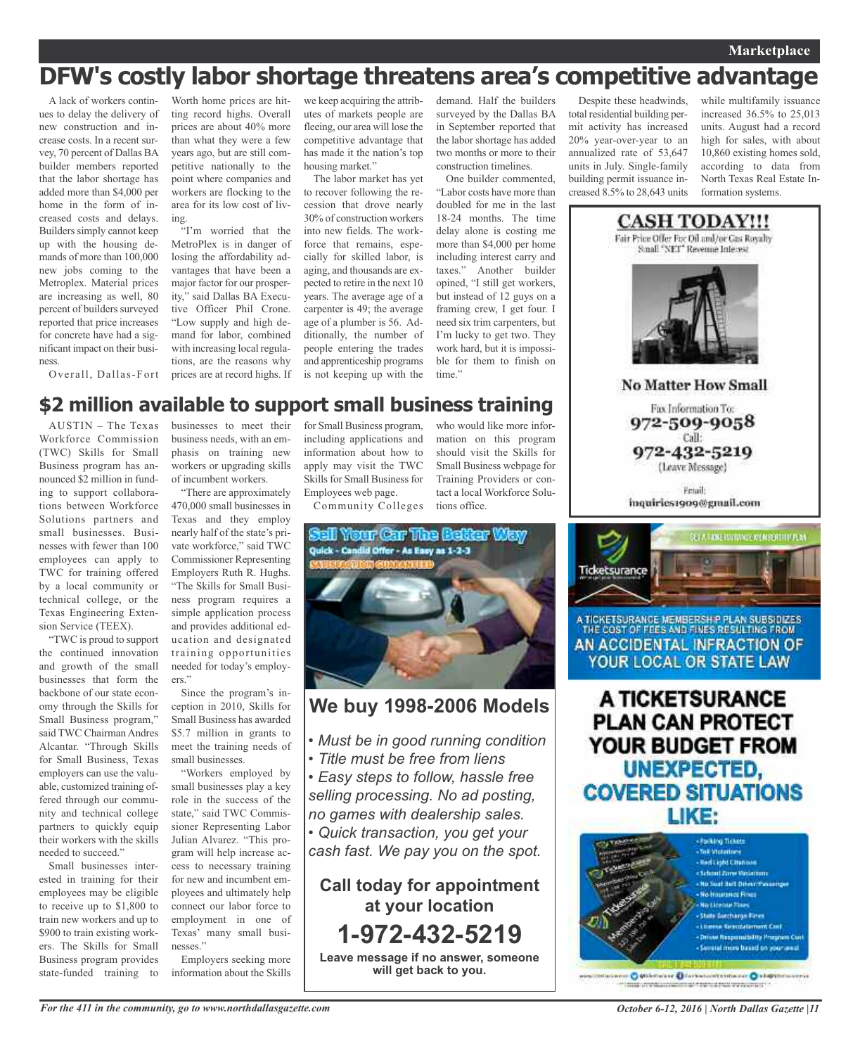# DFW's costly labor shortage threatens area's competitive advantage

A lack of workers continues to delay the delivery of new construction and increase costs. In a recent survey, 70 percent of Dallas BA builder members reported that the labor shortage has added more than $4,000 per home in the form of increased costs and delays. Builders simply cannot keep up with the housing demands of more than 100,000 new jobs coming to the Metroplex. Material prices are increasing as well, 80 percent of builders surveyed reported that price increases for concrete have had a significant impact on their business.

Overall, Dallas-Fort Worth home prices are hitting record highs. Overall prices are about 40% more than what they were a few years ago, but are still competitive nationally to the point where companies and workers are flocking to the area for its low cost of living.

"I'm worried that the MetroPlex is in danger of losing the affordability advantages that have been a major factor for our prosperity," said Dallas BA Executive Officer Phil Crone. "Low supply and high demand for labor, combined with increasing local regulations, are the reasons why prices are at record highs. If we keep acquiring the attributes of markets people are fleeing, our area will lose the competitive advantage that has made it the nation's top housing market."

The labor market has yet to recover following the recession that drove nearly 30% of construction workers into new fields. The workforce that remains, especially for skilled labor, is aging, and thousands are expected to retire in the next 10 years. The average age of a carpenter is 49; the average age of a plumber is 56. Additionally, the number of people entering the trades and apprenticeship programs is not keeping up with the demand. Half the builders surveyed by the Dallas BA in September reported that the labor shortage has added two months or more to their construction timelines.

One builder commented, "Labor costs have more than doubled for me in the last 18-24 months. The time delay alone is costing me more than $4,000 per home including interest carry and taxes." Another builder opined, "I still get workers, but instead of 12 guys on a framing crew, I get four. I need six trim carpenters, but I'm lucky to get two. They work hard, but it is impossible for them to finish on time."

Despite these headwinds, total residential building permit activity has increased 20% year-over-year to an annualized rate of 53,647 units in July. Single-family building permit issuance increased 8.5% to 28,643 units while multifamily issuance increased 36.5% to 25,013 units. August had a record high for sales, with about 10,860 existing homes sold, according to data from North Texas Real Estate Information systems.

# $2 million available to support small business training

AUSTIN – The Texas Workforce Commission (TWC) Skills for Small Business program has announced $2 million in funding to support collaborations between Workforce Solutions partners and small businesses. Businesses with fewer than 100 employees can apply to TWC for training offered by a local community or technical college, or the Texas Engineering Extension Service (TEEX).

"TWC is proud to support the continued innovation and growth of the small businesses that form the backbone of our state economy through the Skills for Small Business program," said TWC Chairman Andres Alcantar. "Through Skills for Small Business, Texas employers can use the valuable, customized training offered through our community and technical college partners to quickly equip their workers with the skills needed to succeed."

Small businesses interested in training for their employees may be eligible to receive up to $1,800 to train new workers and up to $900 to train existing workers. The Skills for Small Business program provides state-funded training to businesses to meet their business needs, with an emphasis on training new workers or upgrading skills of incumbent workers.

"There are approximately 470,000 small businesses in Texas and they employ nearly half of the state's private workforce," said TWC Commissioner Representing Employers Ruth R. Hughs. "The Skills for Small Business program requires a simple application process and provides additional education and designated training opportunities needed for today's employers."

Since the program's inception in 2010, Skills for Small Business has awarded $5.7 million in grants to meet the training needs of small businesses.

"Workers employed by small businesses play a key role in the success of the state," said TWC Commissioner Representing Labor Julian Alvarez. "This program will help increase access to necessary training for new and incumbent employees and ultimately help connect our labor force to employment in one of Texas' many small businesses."

Employers seeking more information about the Skills for Small Business program, including applications and information about how to apply may visit the TWC Skills for Small Business for Employees web page.

Community Colleges who would like more information on this program should visit the Skills for Small Business webpage for Training Providers or contact a local Workforce Solutions office.

**CASH TODAY!!!**

Fair Price Offer For Oil and/or Gas Royalty Small "NET" Revenue Interest

**No Matter How Small**

Fax Information To: **972-509-9058**

Call: **972-432-5219** (Leave Message)

Email: inquiries1909@gmail.com

**Sell Your Car The Better Way**

Quick - Candid Offer - As Easy as 1-2-3

SATISFACTION GUARANTEED

## We buy 1998-2006 Models

- *Must be in good running condition*
- *Title must be free from liens*
- *Easy steps to follow, hassle free selling processing. No ad posting, no games with dealership sales.*
- *Quick transaction, you get your cash fast. We pay you on the spot.*

**Call today for appointment at your location**

**1-972-432-5219**

**Leave message if no answer, someone will get back to you.**

Ticketsurance

A TICKETSURANCE MEMBERSHIP PLAN SUBSIDIZES THE COST OF FEES AND FINES RESULTING FROM AN ACCIDENTAL INFRACTION OF YOUR LOCAL OR STATE LAW

**A TICKETSURANCE PLAN CAN PROTECT YOUR BUDGET FROM UNEXPECTED, COVERED SITUATIONS LIKE:**

- Parking Tickets
- Toll Violations
- Red Light Citations
- School Zone Violations
- No Seat Belt Driver/Passenger
- No Insurance Fines
- No License Fines
- State Surcharge Fines
- License Reinstatement Cost
- Driver Responsibility Program Cost
- Several more based on your area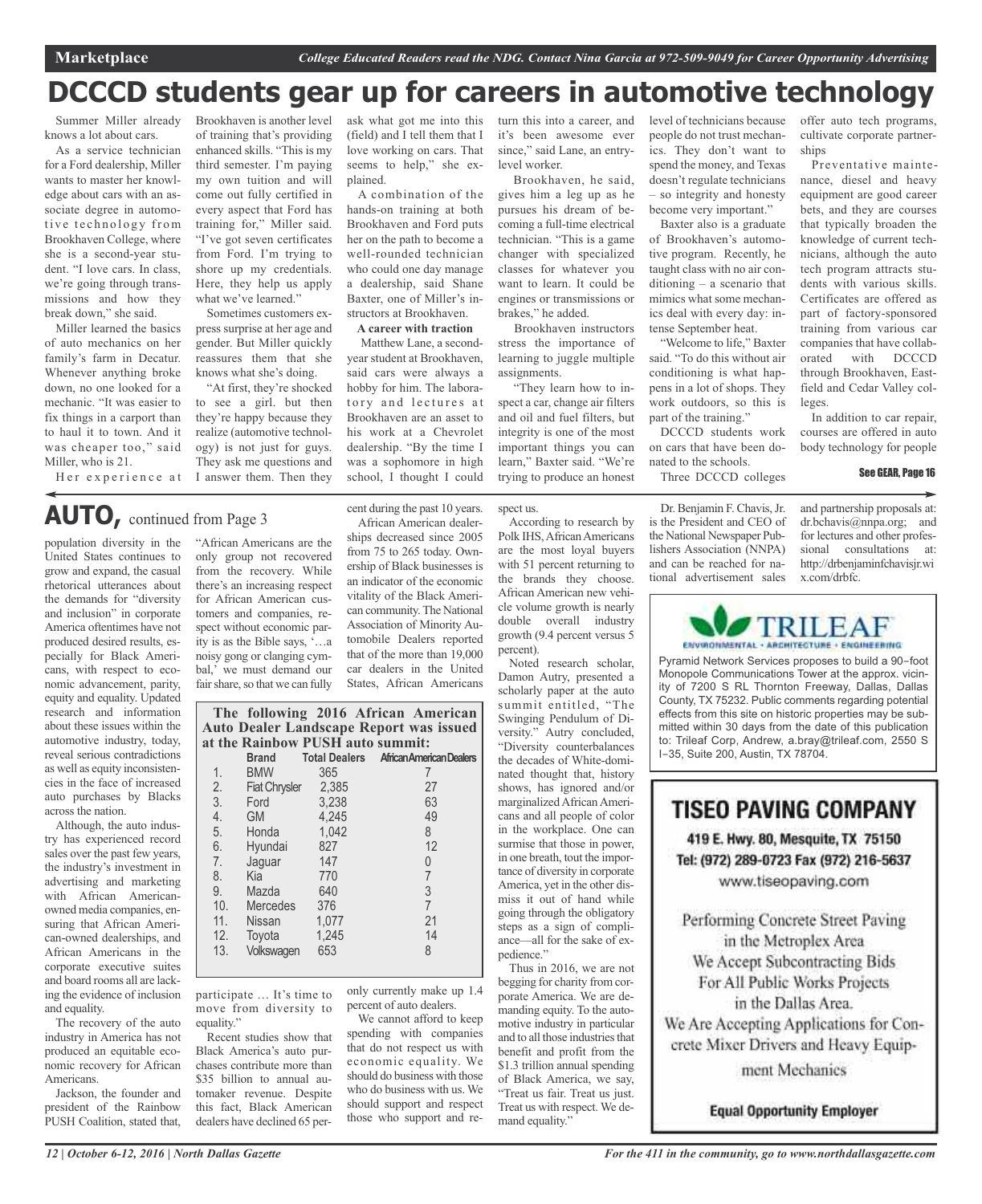Marketplace

*College Educated Readers read the NDG. Contact Nina Garcia at 972-509-9049 for Career Opportunity Advertising*

# DCCCD students gear up for careers in automotive technology

Summer Miller already knows a lot about cars.

As a service technician for a Ford dealership, Miller wants to master her knowledge about cars with an associate degree in automotive technology from Brookhaven College, where she is a second-year student. "I love cars. In class, we're going through transmissions and how they break down," she said.

Miller learned the basics of auto mechanics on her family's farm in Decatur. Whenever anything broke down, no one looked for a mechanic. "It was easier to fix things in a carport than to haul it to town. And it was cheaper too," said Miller, who is 21.

Her experience at Brookhaven is another level of training that's providing enhanced skills. "This is my third semester. I'm paying my own tuition and will come out fully certified in every aspect that Ford has training for," Miller said. "I've got seven certificates from Ford. I'm trying to shore up my credentials. Here, they help us apply what we've learned."

Sometimes customers express surprise at her age and gender. But Miller quickly reassures them that she knows what she's doing.

"At first, they're shocked to see a girl. but then they're happy because they realize (automotive technology) is not just for guys. They ask me questions and I answer them. Then they ask what got me into this (field) and I tell them that I love working on cars. That seems to help," she explained.

A combination of the hands-on training at both Brookhaven and Ford puts her on the path to become a well-rounded technician who could one day manage a dealership, said Shane Baxter, one of Miller's instructors at Brookhaven.

**A career with traction**

Matthew Lane, a second-year student at Brookhaven, said cars were always a hobby for him. The laboratory and lectures at Brookhaven are an asset to his work at a Chevrolet dealership. "By the time I was a sophomore in high school, I thought I could turn this into a career, and it's been awesome ever since," said Lane, an entry-level worker.

Brookhaven, he said, gives him a leg up as he pursues his dream of becoming a full-time electrical technician. "This is a game changer with specialized classes for whatever you want to learn. It could be engines or transmissions or brakes," he added.

Brookhaven instructors stress the importance of learning to juggle multiple assignments.

"They learn how to inspect a car, change air filters and oil and fuel filters, but integrity is one of the most important things you can learn," Baxter said. "We're trying to produce an honest level of technicians because people do not trust mechanics. They don't want to spend the money, and Texas doesn't regulate technicians – so integrity and honesty become very important."

Baxter also is a graduate of Brookhaven's automotive program. Recently, he taught class with no air conditioning – a scenario that mimics what some mechanics deal with every day: intense September heat.

"Welcome to life," Baxter said. "To do this without air conditioning is what happens in a lot of shops. They work outdoors, so this is part of the training."

DCCCD students work on cars that have been donated to the schools.

Three DCCCD colleges offer auto tech programs, cultivate corporate partnerships

Preventative maintenance, diesel and heavy equipment are good career bets, and they are courses that typically broaden the knowledge of current technicians, although the auto tech program attracts students with various skills. Certificates are offered as part of factory-sponsored training from various car companies that have collaborated with DCCCD through Brookhaven, Eastfield and Cedar Valley colleges.

In addition to car repair, courses are offered in auto body technology for people

See GEAR, Page 16

## AUTO, continued from Page 3

population diversity in the United States continues to grow and expand, the casual rhetorical utterances about the demands for "diversity and inclusion" in corporate America oftentimes have not produced desired results, especially for Black Americans, with respect to economic advancement, parity, equity and equality. Updated research and information about these issues within the automotive industry, today, reveal serious contradictions as well as equity inconsistencies in the face of increased auto purchases by Blacks across the nation.

Although, the auto industry has experienced record sales over the past few years, the industry's investment in advertising and marketing with African American-owned media companies, ensuring that African American-owned dealerships, and African Americans in the corporate executive suites and board rooms all are lacking the evidence of inclusion and equality.

The recovery of the auto industry in America has not produced an equitable economic recovery for African Americans.

Jackson, the founder and president of the Rainbow PUSH Coalition, stated that, "African Americans are the only group not recovered from the recovery. While there's an increasing respect for African American customers and companies, respect without economic parity is as the Bible says, '…a noisy gong or clanging cymbal,' we must demand our fair share, so that we can fully participate … It's time to move from diversity to equality."

Recent studies show that Black America's auto purchases contribute more than $35 billion to annual automaker revenue. Despite this fact, Black American dealers have declined 65 percent during the past 10 years.

African American dealerships decreased since 2005 from 75 to 265 today. Ownership of Black businesses is an indicator of the economic vitality of the Black American community. The National Association of Minority Automobile Dealers reported that of the more than 19,000 car dealers in the United States, African Americans only currently make up 1.4 percent of auto dealers.

**The following 2016 African American Auto Dealer Landscape Report was issued at the Rainbow PUSH auto summit:**

| | Brand | Total Dealers | African American Dealers |
|---|---|---|---|
| 1. | BMW | 365 | 7 |
| 2. | Fiat Chrysler | 2,385 | 27 |
| 3. | Ford | 3,238 | 63 |
| 4. | GM | 4,245 | 49 |
| 5. | Honda | 1,042 | 8 |
| 6. | Hyundai | 827 | 12 |
| 7. | Jaguar | 147 | 0 |
| 8. | Kia | 770 | 7 |
| 9. | Mazda | 640 | 3 |
| 10. | Mercedes | 376 | 7 |
| 11. | Nissan | 1,077 | 21 |
| 12. | Toyota | 1,245 | 14 |
| 13. | Volkswagen | 653 | 8 |

We cannot afford to keep spending with companies that do not respect us with economic equality. We should do business with those who do business with us. We should support and respect those who support and respect us.

According to research by Polk IHS, African Americans are the most loyal buyers with 51 percent returning to the brands they choose. African American new vehicle volume growth is nearly double overall industry growth (9.4 percent versus 5 percent).

Noted research scholar, Damon Autry, presented a scholarly paper at the auto summit entitled, "The Swinging Pendulum of Diversity." Autry concluded, "Diversity counterbalances the decades of White-dominated thought that, history shows, has ignored and/or marginalized African Americans and all people of color in the workplace. One can surmise that those in power, in one breath, tout the importance of diversity in corporate America, yet in the other dismiss it out of hand while going through the obligatory steps as a sign of compliance—all for the sake of expedience."

Thus in 2016, we are not begging for charity from corporate America. We are demanding equity. To the automotive industry in particular and to all those industries that benefit and profit from the $1.3 trillion annual spending of Black America, we say, "Treat us fair. Treat us just. Treat us with respect. We demand equality."

Dr. Benjamin F. Chavis, Jr. is the President and CEO of the National Newspaper Publishers Association (NNPA) and can be reached for national advertisement sales and partnership proposals at: dr.bchavis@nnpa.org; and for lectures and other professional consultations at: http://drbenjaminfchavisjr.wix.com/drbfc.

---

**TRILEAF**
ENVIRONMENTAL • ARCHITECTURE • ENGINEERING

Pyramid Network Services proposes to build a 90-foot Monopole Communications Tower at the approx. vicinity of 7200 S RL Thornton Freeway, Dallas, Dallas County, TX 75232. Public comments regarding potential effects from this site on historic properties may be submitted within 30 days from the date of this publication to: Trileaf Corp, Andrew, a.bray@trileaf.com, 2550 S I-35, Suite 200, Austin, TX 78704.

---

**TISEO PAVING COMPANY**

419 E. Hwy. 80, Mesquite, TX 75150
Tel: (972) 289-0723 Fax (972) 216-5637
www.tiseopaving.com

Performing Concrete Street Paving in the Metroplex Area
We Accept Subcontracting Bids For All Public Works Projects in the Dallas Area.
We Are Accepting Applications for Concrete Mixer Drivers and Heavy Equipment Mechanics

**Equal Opportunity Employer**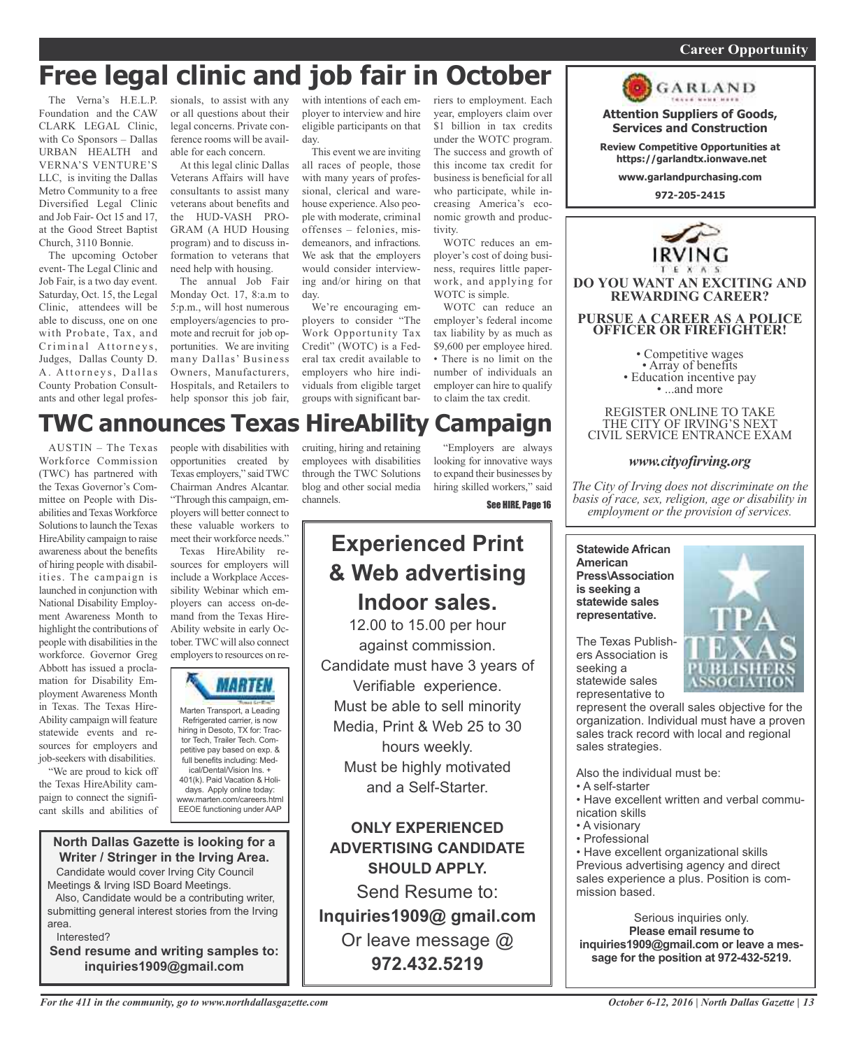Career Opportunity

# Free legal clinic and job fair in October

The Verna's H.E.L.P. Foundation and the CAW CLARK LEGAL Clinic, with Co Sponsors – Dallas URBAN HEALTH and VERNA'S VENTURE'S LLC, is inviting the Dallas Metro Community to a free Diversified Legal Clinic and Job Fair- Oct 15 and 17, at the Good Street Baptist Church, 3110 Bonnie.

The upcoming October event- The Legal Clinic and Job Fair, is a two day event. Saturday, Oct. 15, the Legal Clinic, attendees will be able to discuss, one on one with Probate, Tax, and Criminal Attorneys, Judges, Dallas County D. A. Attorneys, Dallas County Probation Consultants and other legal professionals, to assist with any or all questions about their legal concerns. Private conference rooms will be available for each concern.

At this legal clinic Dallas Veterans Affairs will have consultants to assist many veterans about benefits and the HUD-VASH PROGRAM (A HUD Housing program) and to discuss information to veterans that need help with housing.

The annual Job Fair Monday Oct. 17, 8:a.m to 5:p.m., will host numerous employers/agencies to promote and recruit for job opportunities. We are inviting many Dallas' Business Owners, Manufacturers, Hospitals, and Retailers to help sponsor this job fair, with intentions of each employer to interview and hire eligible participants on that day.

This event we are inviting all races of people, those with many years of professional, clerical and warehouse experience. Also people with moderate, criminal offenses – felonies, misdemeanors, and infractions. We ask that the employers would consider interviewing and/or hiring on that day.

We're encouraging employers to consider "The Work Opportunity Tax Credit" (WOTC) is a Federal tax credit available to employers who hire individuals from eligible target groups with significant barriers to employment. Each year, employers claim over $1 billion in tax credits under the WOTC program. The success and growth of this income tax credit for business is beneficial for all who participate, while increasing America's economic growth and productivity.

WOTC reduces an employer's cost of doing business, requires little paperwork, and applying for WOTC is simple.

WOTC can reduce an employer's federal income tax liability by as much as $9,600 per employee hired.
• There is no limit on the number of individuals an employer can hire to qualify to claim the tax credit.

# TWC announces Texas HireAbility Campaign

AUSTIN – The Texas Workforce Commission (TWC) has partnered with the Texas Governor's Committee on People with Disabilities and Texas Workforce Solutions to launch the Texas HireAbility campaign to raise awareness about the benefits of hiring people with disabilities. The campaign is launched in conjunction with National Disability Employment Awareness Month to highlight the contributions of people with disabilities in the workforce. Governor Greg Abbott has issued a proclamation for Disability Employment Awareness Month in Texas. The Texas HireAbility campaign will feature statewide events and resources for employers and job-seekers with disabilities.

"We are proud to kick off the Texas HireAbility campaign to connect the significant skills and abilities of people with disabilities with opportunities created by Texas employers," said TWC Chairman Andres Alcantar. "Through this campaign, employers will better connect to these valuable workers to meet their workforce needs."

Texas HireAbility resources for employers will include a Workplace Accessibility Webinar which employers can access on-demand from the Texas HireAbility website in early October. TWC will also connect employers to resources on recruiting, hiring and retaining employees with disabilities through the TWC Solutions blog and other social media channels.

"Employers are always looking for innovative ways to expand their businesses by hiring skilled workers," said

See HIRE, Page 16

---

**MARTEN**

Marten Transport, a Leading Refrigerated carrier, is now hiring in Desoto, TX for: Tractor Tech, Trailer Tech. Competitive pay based on exp. & full benefits including: Medical/Dental/Vision Ins. + 401(k). Paid Vacation & Holidays. Apply online today: www.marten.com/careers.html EEOE functioning under AAP

---

**North Dallas Gazette is looking for a Writer / Stringer in the Irving Area.**

Candidate would cover Irving City Council Meetings & Irving ISD Board Meetings.

Also, Candidate would be a contributing writer, submitting general interest stories from the Irving area.

Interested?

**Send resume and writing samples to: inquiries1909@gmail.com**

---

## Experienced Print & Web advertising Indoor sales.

12.00 to 15.00 per hour against commission.

Candidate must have 3 years of Verifiable experience.

Must be able to sell minority Media, Print & Web 25 to 30 hours weekly.

Must be highly motivated and a Self-Starter.

**ONLY EXPERIENCED ADVERTISING CANDIDATE SHOULD APPLY.**

Send Resume to:

**Inquiries1909@ gmail.com**

Or leave message @

**972.432.5219**

---

**GARLAND**

**Attention Suppliers of Goods, Services and Construction**

**Review Competitive Opportunities at https://garlandtx.ionwave.net**

**www.garlandpurchasing.com**

**972-205-2415**

---

**IRVING**
TEXAS

**DO YOU WANT AN EXCITING AND REWARDING CAREER?**

**PURSUE A CAREER AS A POLICE OFFICER OR FIREFIGHTER!**

• Competitive wages
• Array of benefits
• Education incentive pay
• ...and more

REGISTER ONLINE TO TAKE THE CITY OF IRVING'S NEXT CIVIL SERVICE ENTRANCE EXAM

*www.cityofirving.org*

*The City of Irving does not discriminate on the basis of race, sex, religion, age or disability in employment or the provision of services.*

---

**Statewide African American Press\Association is seeking a statewide sales representative.**

TPA TEXAS PUBLISHERS ASSOCIATION

The Texas Publishers Association is seeking a statewide sales representative to represent the overall sales objective for the organization. Individual must have a proven sales track record with local and regional sales strategies.

Also the individual must be:

• A self-starter
• Have excellent written and verbal communication skills
• A visionary
• Professional
• Have excellent organizational skills

Previous advertising agency and direct sales experience a plus. Position is commission based.

Serious inquiries only.
**Please email resume to inquiries1909@gmail.com or leave a message for the position at 972-432-5219.**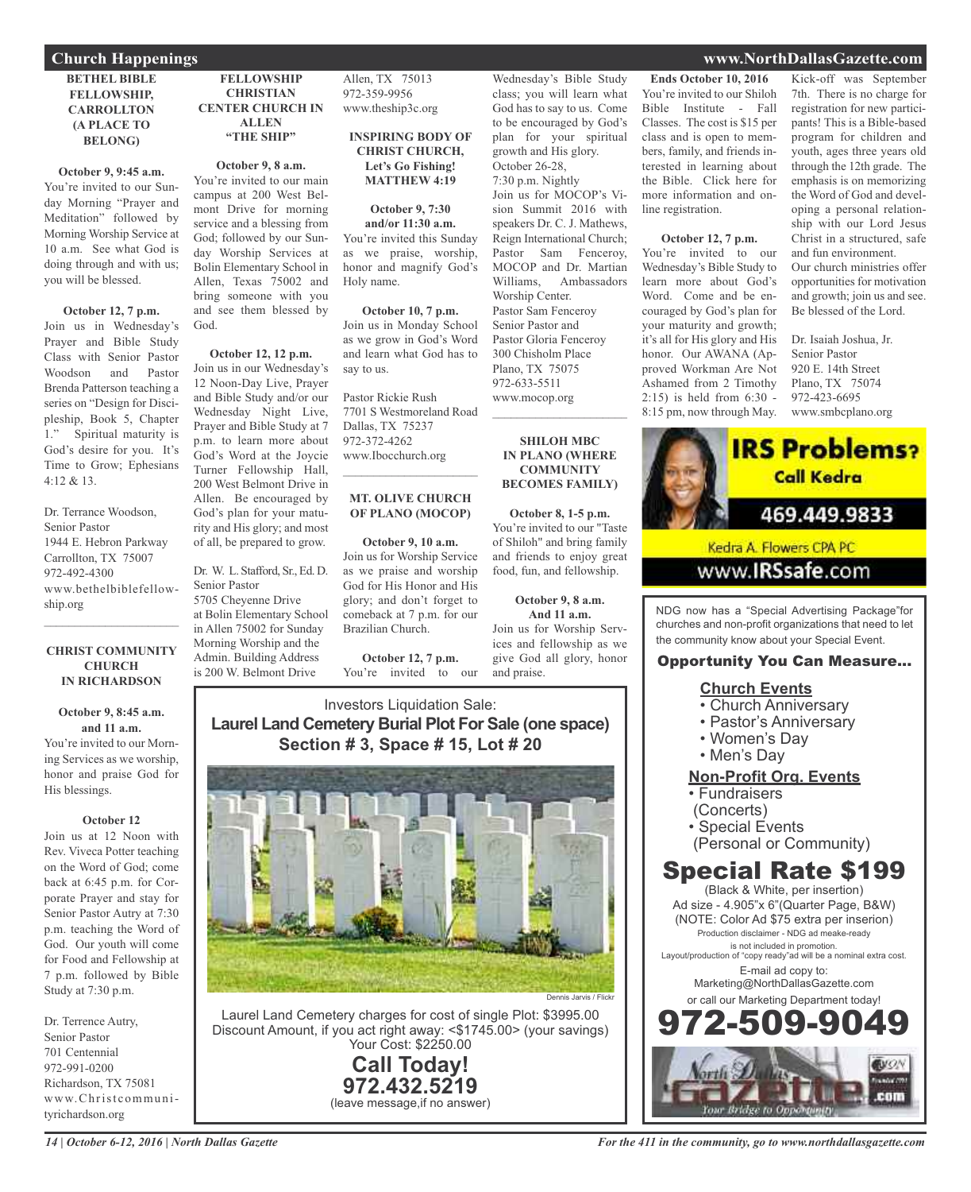## Church Happenings

### BETHEL BIBLE FELLOWSHIP, CARROLLTON (A PLACE TO BELONG)

**October 9, 9:45 a.m.**
You're invited to our Sunday Morning "Prayer and Meditation" followed by Morning Worship Service at 10 a.m. See what God is doing through and with us; you will be blessed.

**October 12, 7 p.m.**
Join us in Wednesday's Prayer and Bible Study Class with Senior Pastor Woodson and Pastor Brenda Patterson teaching a series on "Design for Discipleship, Book 5, Chapter 1." Spiritual maturity is God's desire for you. It's Time to Grow; Ephesians 4:12 & 13.

Dr. Terrance Woodson,
Senior Pastor
1944 E. Hebron Parkway
Carrollton, TX 75007
972-492-4300
www.bethelbiblefellowship.org

### CHRIST COMMUNITY CHURCH IN RICHARDSON

**October 9, 8:45 a.m. and 11 a.m.**
You're invited to our Morning Services as we worship, honor and praise God for His blessings.

**October 12**
Join us at 12 Noon with Rev. Viveca Potter teaching on the Word of God; come back at 6:45 p.m. for Corporate Prayer and stay for Senior Pastor Autry at 7:30 p.m. teaching the Word of God. Our youth will come for Food and Fellowship at 7 p.m. followed by Bible Study at 7:30 p.m.

Dr. Terrence Autry,
Senior Pastor
701 Centennial
972-991-0200
Richardson, TX 75081
www.Christcommunityrichardson.org

### FELLOWSHIP CHRISTIAN CENTER CHURCH IN ALLEN "THE SHIP"

**October 9, 8 a.m.**
You're invited to our main campus at 200 West Belmont Drive for morning service and a blessing from God; followed by our Sunday Worship Services at Bolin Elementary School in Allen, Texas 75002 and bring someone with you and see them blessed by God.

**October 12, 12 p.m.**
Join us in our Wednesday's 12 Noon-Day Live, Prayer and Bible Study and/or our Wednesday Night Live, Prayer and Bible Study at 7 p.m. to learn more about God's Word at the Joycie Turner Fellowship Hall, 200 West Belmont Drive in Allen. Be encouraged by God's plan for your maturity and His glory; and most of all, be prepared to grow.

Dr. W. L. Stafford, Sr., Ed. D.
Senior Pastor
5705 Cheyenne Drive
at Bolin Elementary School in Allen 75002 for Sunday Morning Worship and the Admin. Building Address is 200 W. Belmont Drive
Allen, TX 75013
972-359-9956
www.theship3c.org

### INSPIRING BODY OF CHRIST CHURCH, Let's Go Fishing! MATTHEW 4:19

**October 9, 7:30 and/or 11:30 a.m.**
You're invited this Sunday as we praise, worship, honor and magnify God's Holy name.

**October 10, 7 p.m.**
Join us in Monday School as we grow in God's Word and learn what God has to say to us.

Pastor Rickie Rush
7701 S Westmoreland Road
Dallas, TX 75237
972-372-4262
www.Ibocchurch.org

### MT. OLIVE CHURCH OF PLANO (MOCOP)

**October 9, 10 a.m.**
Join us for Worship Service as we praise and worship God for His Honor and His glory; and don't forget to comeback at 7 p.m. for our Brazilian Church.

**October 12, 7 p.m.**
You're invited to our Wednesday's Bible Study class; you will learn what God has to say to us. Come to be encouraged by God's plan for your spiritual growth and His glory.
October 26-28,
7:30 p.m. Nightly
Join us for MOCOP's Vision Summit 2016 with speakers Dr. C. J. Mathews, Reign International Church; Pastor Sam Fenceroy, MOCOP and Dr. Martian Williams, Ambassadors Worship Center.
Pastor Sam Fenceroy
Senior Pastor and
Pastor Gloria Fenceroy
300 Chisholm Place
Plano, TX 75075
972-633-5511
www.mocop.org

### SHILOH MBC IN PLANO (WHERE COMMUNITY BECOMES FAMILY)

**October 8, 1-5 p.m.**
You're invited to our "Taste of Shiloh" and bring family and friends to enjoy great food, fun, and fellowship.

**October 9, 8 a.m. And 11 a.m.**
Join us for Worship Services and fellowship as we give God all glory, honor and praise.

**Ends October 10, 2016**
You're invited to our Shiloh Bible Institute - Fall Classes. The cost is $15 per class and is open to members, family, and friends interested in learning about the Bible. Click here for more information and online registration.

**October 12, 7 p.m.**
You're invited to our Wednesday's Bible Study to learn more about God's Word. Come and be encouraged by God's plan for your maturity and growth; it's all for His glory and His honor. Our AWANA (Approved Workman Are Not Ashamed from 2 Timothy 2:15) is held from 6:30 - 8:15 pm, now through May. Kick-off was September 7th. There is no charge for registration for new participants! This is a Bible-based program for children and youth, ages three years old through the 12th grade. The emphasis is on memorizing the Word of God and developing a personal relationship with our Lord Jesus Christ in a structured, safe and fun environment.
Our church ministries offer opportunities for motivation and growth; join us and see. Be blessed of the Lord.

Dr. Isaiah Joshua, Jr.
Senior Pastor
920 E. 14th Street
Plano, TX 75074
972-423-6695
www.smbcplano.org

---

**IRS Problems? Call Kedra**
469.449.9833
Kedra A. Flowers CPA PC
www.IRSsafe.com

---

Investors Liquidation Sale:
**Laurel Land Cemetery Burial Plot For Sale (one space)**
**Section # 3, Space # 15, Lot # 20**

Dennis Jarvis / Flickr

Laurel Land Cemetery charges for cost of single Plot: $3995.00
Discount Amount, if you act right away: <$1745.00> (your savings)
Your Cost: $2250.00
**Call Today!**
**972.432.5219**
(leave message,if no answer)

---

NDG now has a "Special Advertising Package"for churches and non-profit organizations that need to let the community know about your Special Event.

**Opportunity You Can Measure...**

**Church Events**
- Church Anniversary
- Pastor's Anniversary
- Women's Day
- Men's Day

**Non-Profit Org. Events**
- Fundraisers (Concerts)
- Special Events (Personal or Community)

**Special Rate $199**
(Black & White, per insertion)
Ad size - 4.905"x 6"(Quarter Page, B&W)
(NOTE: Color Ad $75 extra per inserion)
Production disclaimer - NDG ad meake-ready is not included in promotion.
Layout/production of "copy ready"ad will be a nominal extra cost.
E-mail ad copy to:
Marketing@NorthDallasGazette.com
or call our Marketing Department today!
**972-509-9049**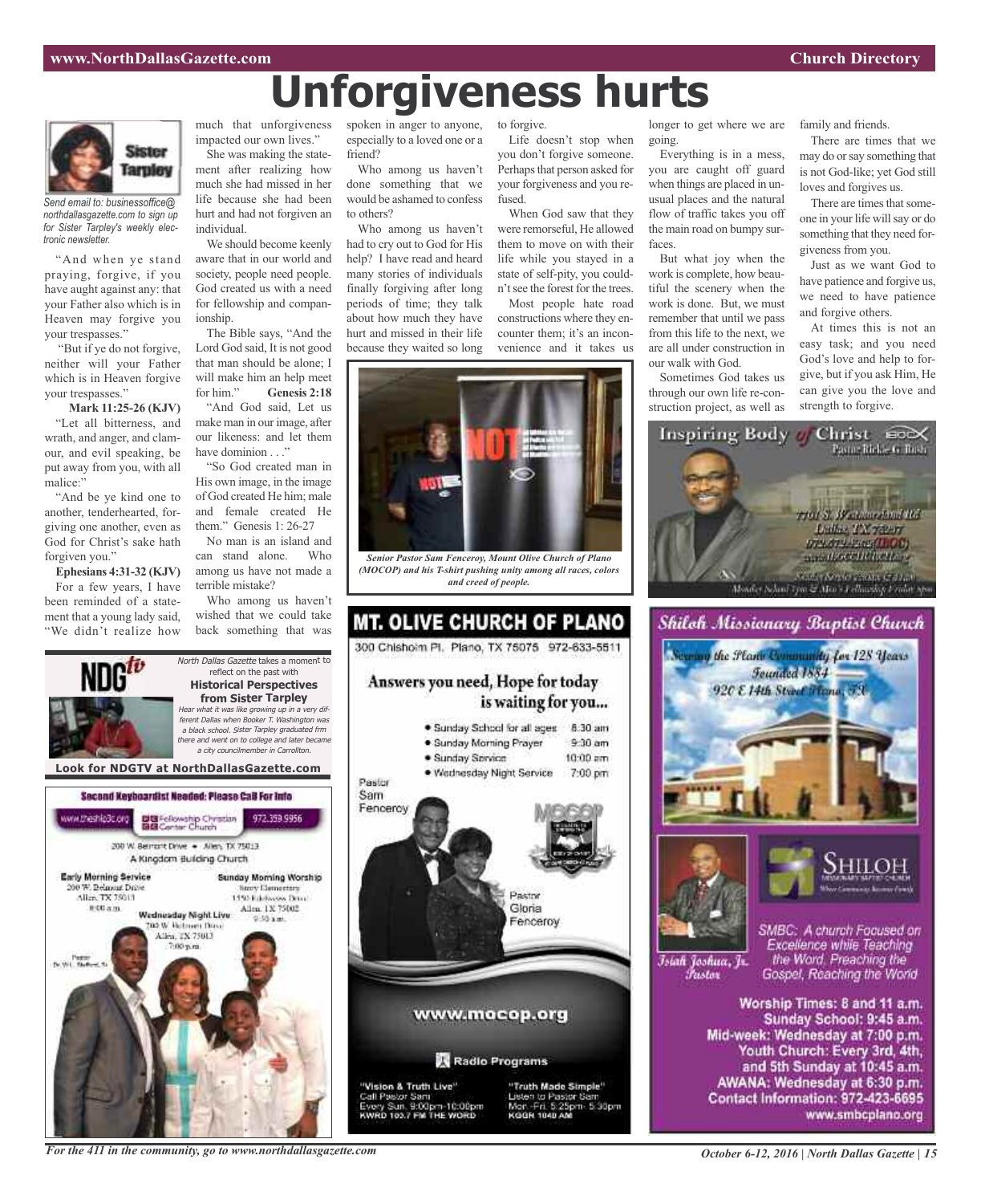# Unforgiveness hurts

Sister Tarpley

*Send email to: businessoffice@northdallasgazette.com to sign up for Sister Tarpley's weekly electronic newsletter.*

"And when ye stand praying, forgive, if you have aught against any: that your Father also which is in Heaven may forgive you your trespasses."

"But if ye do not forgive, neither will your Father which is in Heaven forgive your trespasses."

**Mark 11:25-26 (KJV)**

"Let all bitterness, and wrath, and anger, and clamour, and evil speaking, be put away from you, with all malice:"

"And be ye kind one to another, tenderhearted, forgiving one another, even as God for Christ's sake hath forgiven you."

**Ephesians 4:31-32 (KJV)**

For a few years, I have been reminded of a statement that a young lady said, "We didn't realize how much that unforgiveness impacted our own lives."

She was making the statement after realizing how much she had missed in her life because she had been hurt and had not forgiven an individual.

We should become keenly aware that in our world and society, people need people. God created us with a need for fellowship and companionship.

The Bible says, "And the Lord God said, It is not good that man should be alone; I will make him an help meet for him." **Genesis 2:18**

"And God said, Let us make man in our image, after our likeness: and let them have dominion . . ."

"So God created man in His own image, in the image of God created He him; male and female created He them." Genesis 1: 26-27

No man is an island and can stand alone. Who among us have not made a terrible mistake?

Who among us haven't wished that we could take back something that was spoken in anger to anyone, especially to a loved one or a friend?

Who among us haven't done something that we would be ashamed to confess to others?

Who among us haven't had to cry out to God for His help? I have read and heard many stories of individuals finally forgiving after long periods of time; they talk about how much they have hurt and missed in their life because they waited so long to forgive.

Life doesn't stop when you don't forgive someone. Perhaps that person asked for your forgiveness and you refused.

When God saw that they were remorseful, He allowed them to move on with their life while you stayed in a state of self-pity, you couldn't see the forest for the trees.

Most people hate road constructions where they encounter them; it's an inconvenience and it takes us longer to get where we are going.

Everything is in a mess, you are caught off guard when things are placed in unusual places and the natural flow of traffic takes you off the main road on bumpy surfaces.

But what joy when the work is complete, how beautiful the scenery when the work is done. But, we must remember that until we pass from this life to the next, we are all under construction in our walk with God.

Sometimes God takes us through our own life re-construction project, as well as family and friends.

There are times that we may do or say something that is not God-like; yet God still loves and forgives us.

There are times that someone in your life will say or do something that they need forgiveness from you.

Just as we want God to have patience and forgive us, we need to have patience and forgive others.

At times this is not an easy task; and you need God's love and help to forgive, but if you ask Him, He can give you the love and strength to forgive.

*Senior Pastor Sam Fenceroy, Mount Olive Church of Plano (MOCOP) and his T-shirt pushing unity among all races, colors and creed of people.*

---

NDG tv

*North Dallas Gazette* takes a moment to reflect on the past with

**Historical Perspectives from Sister Tarpley**

*Hear what it was like growing up in a very different Dallas when Booker T. Washington was a black school. Sister Tarpley graduated frm there and went on to college and later became a city councilmember in Carrollton.*

**Look for NDGTV at NorthDallasGazette.com**

---

**Second Keyboardist Needed: Please Call For Info**

www.theship3c.org — Fellowship Christian Center Church — 972.359.9956

200 W. Belmont Drive • Allen, TX 75013

A Kingdom Building Church

**Early Morning Service**
200 W. Belmont Drive
Allen, TX 75013
8:00 a.m.

**Sunday Morning Worship**
Story Elementary
1550 Edelweiss Drive
Allen, TX 75002
9:30 a.m.

**Wednesday Night Live**
200 W. Belmont Drive
Allen, TX 75013
7:00 p.m.

Pastor Dr. W.L. Stafford, Sr.

---

## MT. OLIVE CHURCH OF PLANO

300 Chisholm Pl. Plano, TX 75075 972-633-5511

**Answers you need, Hope for today is waiting for you...**

- Sunday School for all ages 8:30 am
- Sunday Morning Prayer 9:30 am
- Sunday Service 10:00 am
- Wednesday Night Service 7:00 pm

Pastor Sam Fenceroy

Pastor Gloria Fenceroy

**www.mocop.org**

Radio Programs

"Vision & Truth Live"
Call Pastor Sam
Every Sun. 9:00pm-10:00pm
KWRD 100.7 FM THE WORD

"Truth Made Simple"
Listen to Pastor Sam
Mon.-Fri. 5:25pm- 5:30pm
KGGR 1040 AM

---

**Inspiring Body of Christ** IBOC

Pastor Rickie G. Rush

7701 S. Westmoreland Rd
Dallas, TX 75237
972-372-4262 (IBOC)
www.IBOCCHURCH.org

Sunday Services 7:30 & 11 a.m.
Monday School 7pm & Men's Fellowship Friday 7pm

---

## Shiloh Missionary Baptist Church

Serving the Plano Community for 128 Years

Founded 1884

920 E 14th Street Plano, TX

SHILOH Missionary Baptist Church

Isiah Joshua, Jr. Pastor

SMBC: A church Focused on Excellence while Teaching the Word, Preaching the Gospel, Reaching the World

Worship Times: 8 and 11 a.m.
Sunday School: 9:45 a.m.
Mid-week: Wednesday at 7:00 p.m.
Youth Church: Every 3rd, 4th, and 5th Sunday at 10:45 a.m.
AWANA: Wednesday at 6:30 p.m.
Contact Information: 972-423-6695
www.smbcplano.org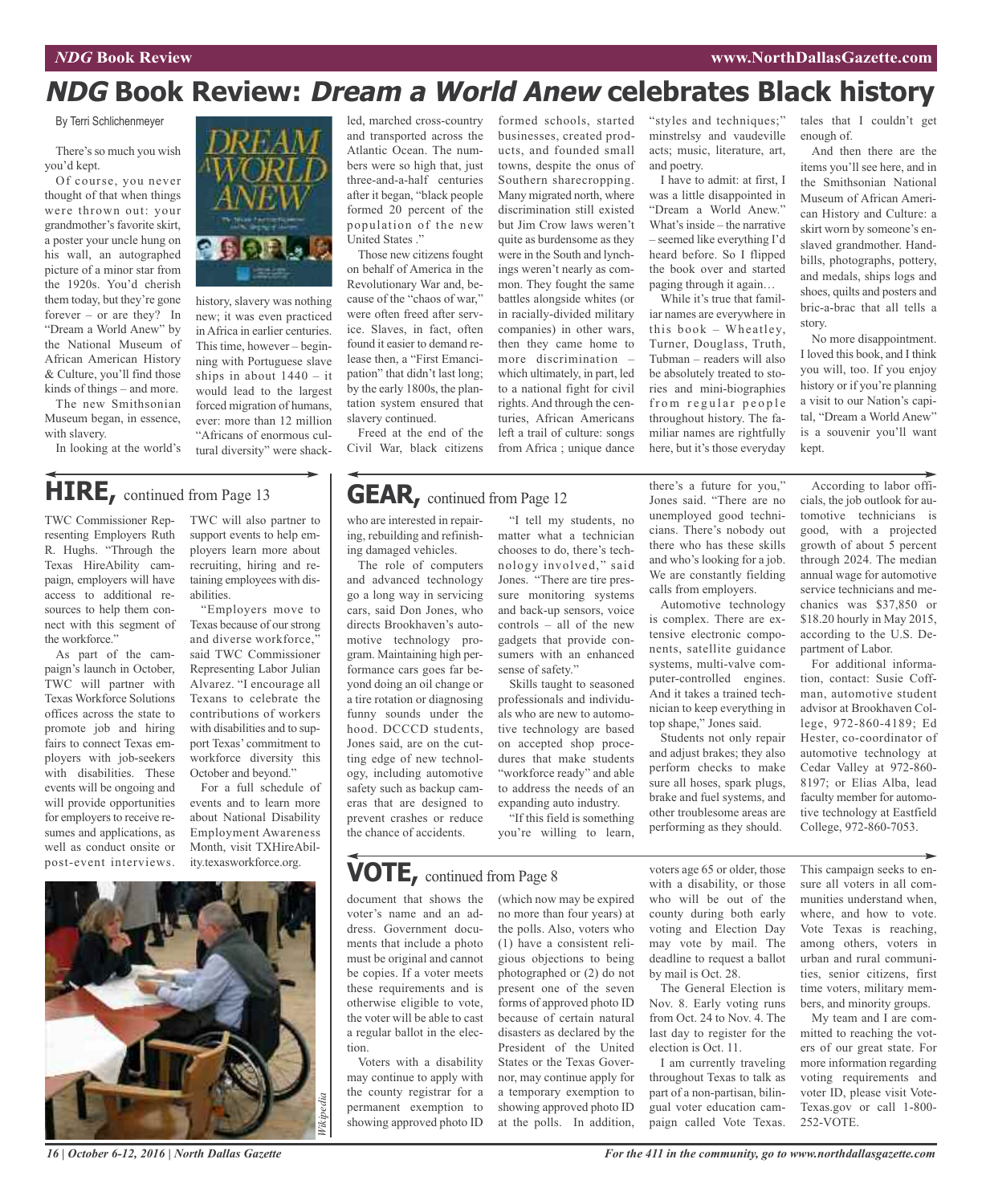# *NDG* Book Review: *Dream a World Anew* celebrates Black history

By Terri Schlichenmeyer

There's so much you wish you'd kept.

Of course, you never thought of that when things were thrown out: your grandmother's favorite skirt, a poster your uncle hung on his wall, an autographed picture of a minor star from the 1920s. You'd cherish them today, but they're gone forever – or are they? In "Dream a World Anew" by the National Museum of African American History & Culture, you'll find those kinds of things – and more.

The new Smithsonian Museum began, in essence, with slavery.

In looking at the world's history, slavery was nothing new; it was even practiced in Africa in earlier centuries. This time, however – beginning with Portuguese slave ships in about 1440 – it would lead to the largest forced migration of humans, ever: more than 12 million "Africans of enormous cultural diversity" were shackled, marched cross-country and transported across the Atlantic Ocean. The numbers were so high that, just three-and-a-half centuries after it began, "black people formed 20 percent of the population of the new United States ."

Those new citizens fought on behalf of America in the Revolutionary War and, because of the "chaos of war," were often freed after service. Slaves, in fact, often found it easier to demand release then, a "First Emancipation" that didn't last long; by the early 1800s, the plantation system ensured that slavery continued.

Freed at the end of the Civil War, black citizens formed schools, started businesses, created products, and founded small towns, despite the onus of Southern sharecropping. Many migrated north, where discrimination still existed but Jim Crow laws weren't quite as burdensome as they were in the South and lynchings weren't nearly as common. They fought the same battles alongside whites (or in racially-divided military companies) in other wars, then they came home to more discrimination – which ultimately, in part, led to a national fight for civil rights. And through the centuries, African Americans left a trail of culture: songs from Africa ; unique dance "styles and techniques;" minstrelsy and vaudeville acts; music, literature, art, and poetry.

I have to admit: at first, I was a little disappointed in "Dream a World Anew." What's inside – the narrative – seemed like everything I'd heard before. So I flipped the book over and started paging through it again…

While it's true that familiar names are everywhere in this book – Wheatley, Turner, Douglass, Truth, Tubman – readers will also be absolutely treated to stories and mini-biographies from regular people throughout history. The familiar names are rightfully here, but it's those everyday tales that I couldn't get enough of.

And then there are the items you'll see here, and in the Smithsonian National Museum of African American History and Culture: a skirt worn by someone's enslaved grandmother. Handbills, photographs, pottery, and medals, ships logs and shoes, quilts and posters and bric-a-brac that all tells a story.

No more disappointment. I loved this book, and I think you will, too. If you enjoy history or if you're planning a visit to our Nation's capital, "Dream a World Anew" is a souvenir you'll want kept.

## HIRE, continued from Page 13

TWC Commissioner Representing Employers Ruth R. Hughs. "Through the Texas HireAbility campaign, employers will have access to additional resources to help them connect with this segment of the workforce."

As part of the campaign's launch in October, TWC will partner with Texas Workforce Solutions offices across the state to promote job and hiring fairs to connect Texas employers with job-seekers with disabilities. These events will be ongoing and will provide opportunities for employers to receive resumes and applications, as well as conduct onsite or post-event interviews. TWC will also partner to support events to help employers learn more about recruiting, hiring and retaining employees with disabilities.

"Employers move to Texas because of our strong and diverse workforce," said TWC Commissioner Representing Labor Julian Alvarez. "I encourage all Texans to celebrate the contributions of workers with disabilities and to support Texas' commitment to workforce diversity this October and beyond."

For a full schedule of events and to learn more about National Disability Employment Awareness Month, visit TXHireAbility.texasworkforce.org.

*Wikipedia*

## GEAR, continued from Page 12

who are interested in repairing, rebuilding and refinishing damaged vehicles.

The role of computers and advanced technology go a long way in servicing cars, said Don Jones, who directs Brookhaven's automotive technology program. Maintaining high performance cars goes far beyond doing an oil change or a tire rotation or diagnosing funny sounds under the hood. DCCCD students, Jones said, are on the cutting edge of new technology, including automotive safety such as backup cameras that are designed to prevent crashes or reduce the chance of accidents.

"I tell my students, no matter what a technician chooses to do, there's technology involved," said Jones. "There are tire pressure monitoring systems and back-up sensors, voice controls – all of the new gadgets that provide consumers with an enhanced sense of safety."

Skills taught to seasoned professionals and individuals who are new to automotive technology are based on accepted shop procedures that make students "workforce ready" and able to address the needs of an expanding auto industry.

"If this field is something you're willing to learn, there's a future for you," Jones said. "There are no unemployed good technicians. There's nobody out there who has these skills and who's looking for a job. We are constantly fielding calls from employers.

Automotive technology is complex. There are extensive electronic components, satellite guidance systems, multi-valve computer-controlled engines. And it takes a trained technician to keep everything in top shape," Jones said.

Students not only repair and adjust brakes; they also perform checks to make sure all hoses, spark plugs, brake and fuel systems, and other troublesome areas are performing as they should.

According to labor officials, the job outlook for automotive technicians is good, with a projected growth of about 5 percent through 2024. The median annual wage for automotive service technicians and mechanics was $37,850 or $18.20 hourly in May 2015, according to the U.S. Department of Labor.

For additional information, contact: Susie Coffman, automotive student advisor at Brookhaven College, 972-860-4189; Ed Hester, co-coordinator of automotive technology at Cedar Valley at 972-860-8197; or Elias Alba, lead faculty member for automotive technology at Eastfield College, 972-860-7053.

## VOTE, continued from Page 8

document that shows the voter's name and an address. Government documents that include a photo must be original and cannot be copies. If a voter meets these requirements and is otherwise eligible to vote, the voter will be able to cast a regular ballot in the election.

Voters with a disability may continue to apply with the county registrar for a permanent exemption to showing approved photo ID (which now may be expired no more than four years) at the polls. Also, voters who (1) have a consistent religious objections to being photographed or (2) do not present one of the seven forms of approved photo ID because of certain natural disasters as declared by the President of the United States or the Texas Governor, may continue apply for a temporary exemption to showing approved photo ID at the polls. In addition, voters age 65 or older, those with a disability, or those who will be out of the county during both early voting and Election Day may vote by mail. The deadline to request a ballot by mail is Oct. 28.

The General Election is Nov. 8. Early voting runs from Oct. 24 to Nov. 4. The last day to register for the election is Oct. 11.

I am currently traveling throughout Texas to talk as part of a non-partisan, bilingual voter education campaign called Vote Texas. This campaign seeks to ensure all voters in all communities understand when, where, and how to vote. Vote Texas is reaching, among others, voters in urban and rural communities, senior citizens, first time voters, military members, and minority groups.

My team and I are committed to reaching the voters of our great state. For more information regarding voting requirements and voter ID, please visit VoteTexas.gov or call 1-800-252-VOTE.